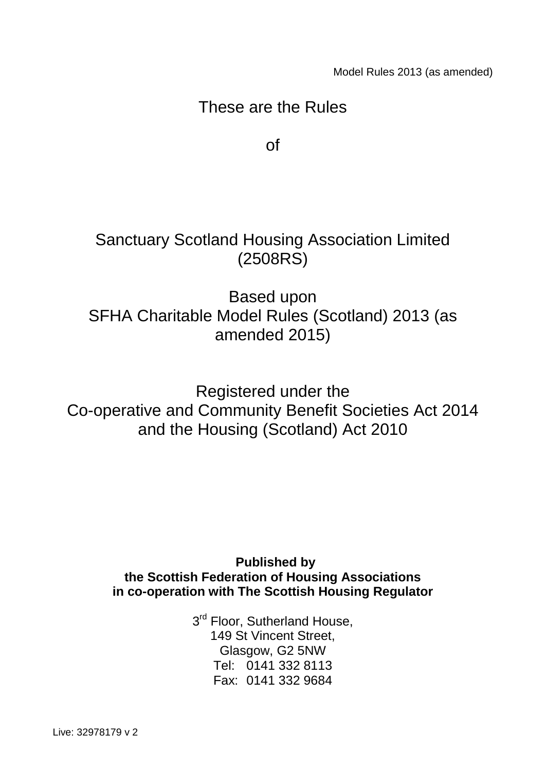Model Rules 2013 (as amended)

These are the Rules

of

# Sanctuary Scotland Housing Association Limited (2508RS)

Based upon
SFHA Charitable Model Rules (Scotland) 2013 (as amended 2015)

Registered under the
Co-operative and Community Benefit Societies Act 2014
and the Housing (Scotland) Act 2010

**Published by**
**the Scottish Federation of Housing Associations**
**in co-operation with The Scottish Housing Regulator**

3rd Floor, Sutherland House,
149 St Vincent Street,
Glasgow, G2 5NW
Tel: 0141 332 8113
Fax: 0141 332 9684

Live: 32978179 v 2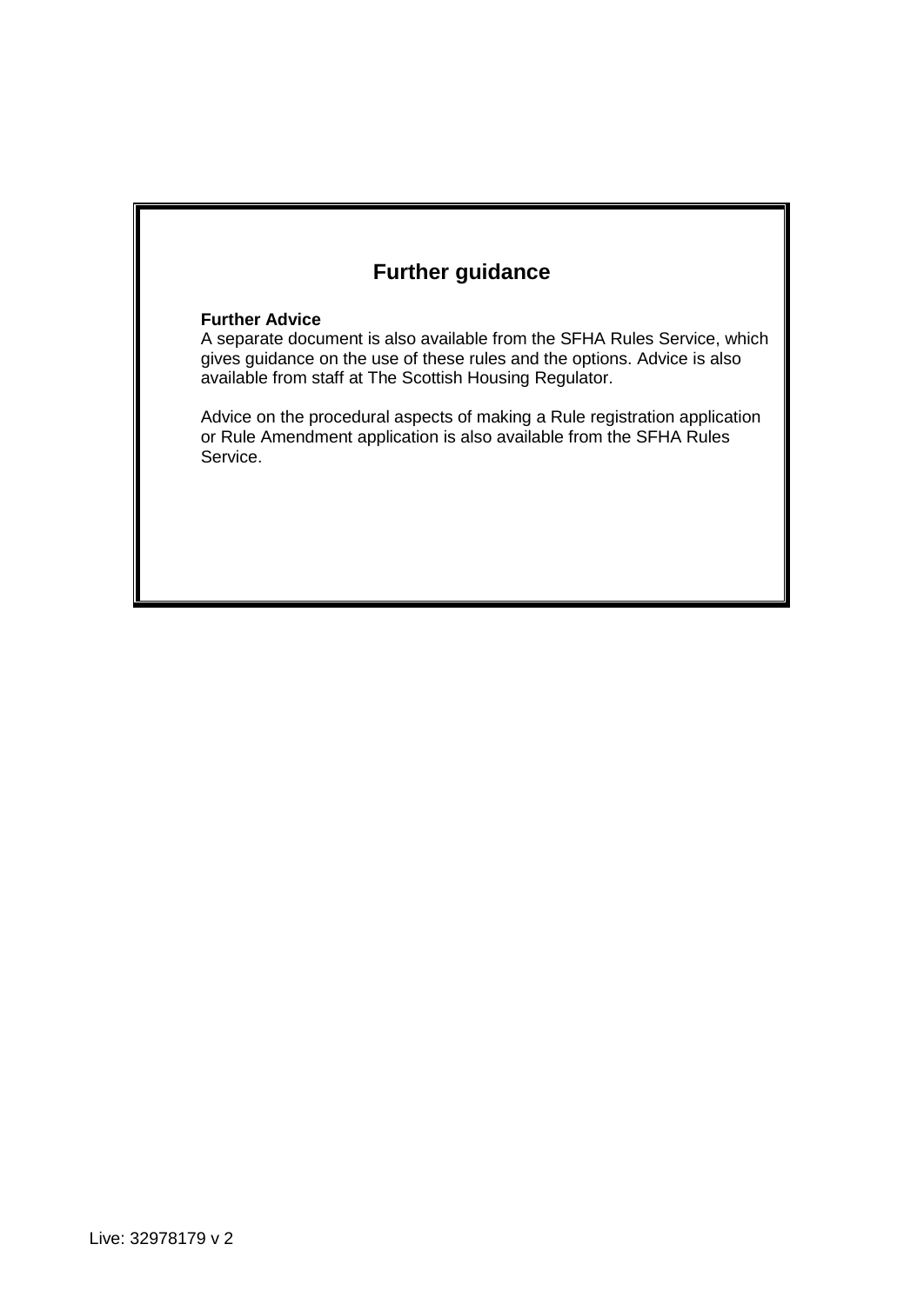## Further guidance

**Further Advice**
A separate document is also available from the SFHA Rules Service, which gives guidance on the use of these rules and the options. Advice is also available from staff at The Scottish Housing Regulator.

Advice on the procedural aspects of making a Rule registration application or Rule Amendment application is also available from the SFHA Rules Service.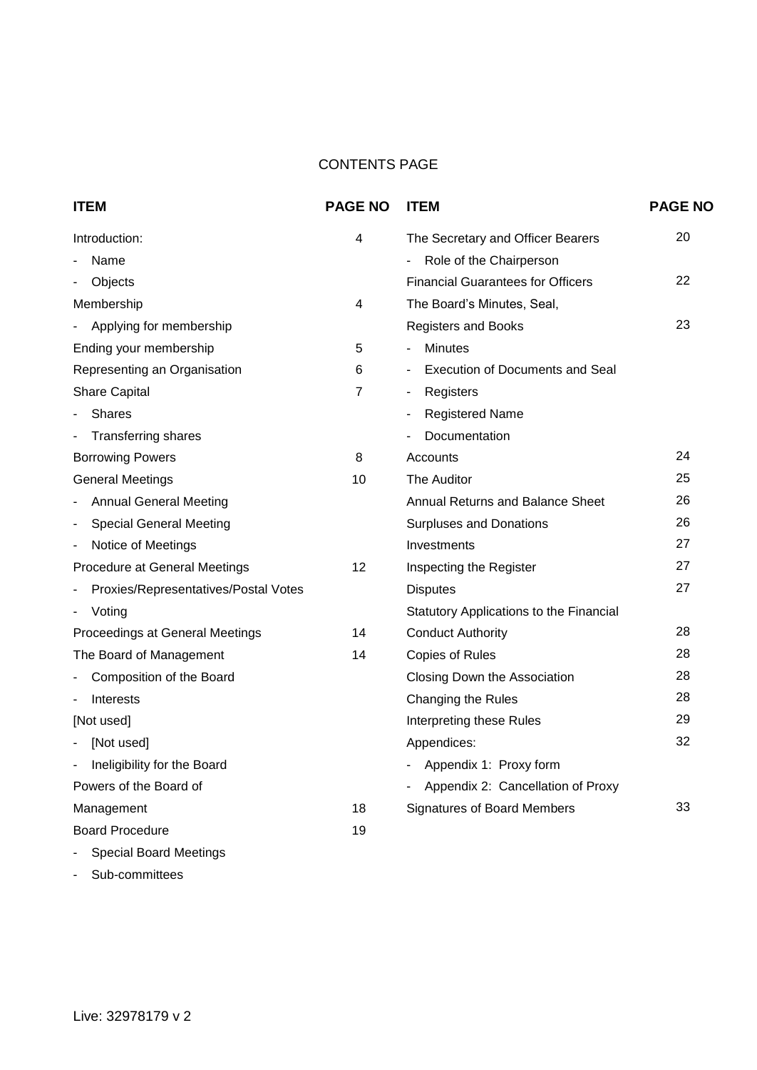CONTENTS PAGE

| ITEM | PAGE NO |
| --- | --- |
| Introduction: | 4 |
| - Name | |
| - Objects | |
| Membership | 4 |
| - Applying for membership | |
| Ending your membership | 5 |
| Representing an Organisation | 6 |
| Share Capital | 7 |
| - Shares | |
| - Transferring shares | |
| Borrowing Powers | 8 |
| General Meetings | 10 |
| - Annual General Meeting | |
| - Special General Meeting | |
| - Notice of Meetings | |
| Procedure at General Meetings | 12 |
| - Proxies/Representatives/Postal Votes | |
| - Voting | |
| Proceedings at General Meetings | 14 |
| The Board of Management | 14 |
| - Composition of the Board | |
| - Interests | |
| [Not used] | |
| - [Not used] | |
| - Ineligibility for the Board | |
| Powers of the Board of Management | 18 |
| Board Procedure | 19 |
| - Special Board Meetings | |
| - Sub-committees | |
| The Secretary and Officer Bearers | 20 |
| - Role of the Chairperson | |
| Financial Guarantees for Officers | 22 |
| The Board's Minutes, Seal, Registers and Books | 23 |
| - Minutes | |
| - Execution of Documents and Seal | |
| - Registers | |
| - Registered Name | |
| - Documentation | |
| Accounts | 24 |
| The Auditor | 25 |
| Annual Returns and Balance Sheet | 26 |
| Surpluses and Donations | 26 |
| Investments | 27 |
| Inspecting the Register | 27 |
| Disputes | 27 |
| Statutory Applications to the Financial Conduct Authority | 28 |
| Copies of Rules | 28 |
| Closing Down the Association | 28 |
| Changing the Rules | 28 |
| Interpreting these Rules | 29 |
| Appendices: | 32 |
| - Appendix 1: Proxy form | |
| - Appendix 2: Cancellation of Proxy | |
| Signatures of Board Members | 33 |

Live: 32978179 v 2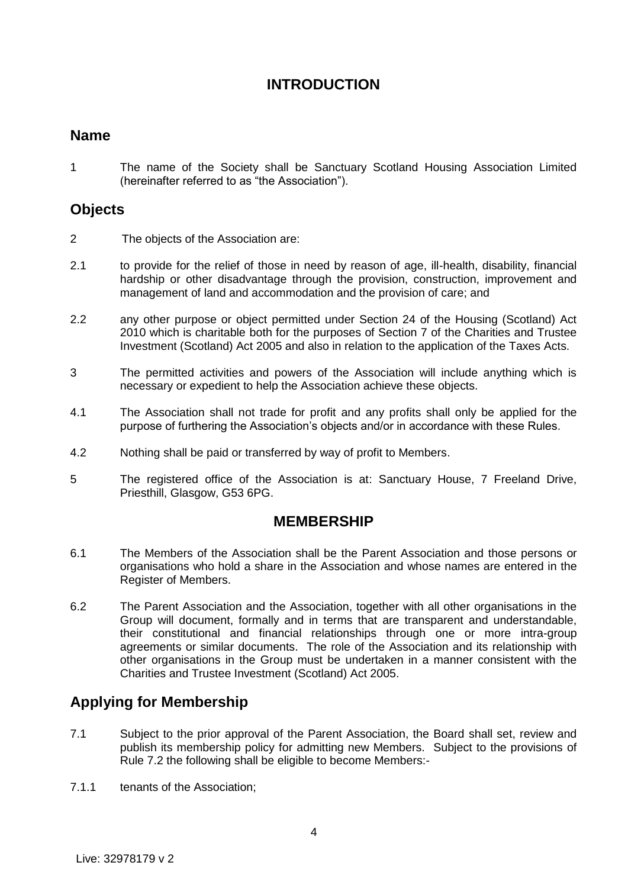# INTRODUCTION

## Name

1 The name of the Society shall be Sanctuary Scotland Housing Association Limited (hereinafter referred to as "the Association").

## Objects

2 The objects of the Association are:

2.1 to provide for the relief of those in need by reason of age, ill-health, disability, financial hardship or other disadvantage through the provision, construction, improvement and management of land and accommodation and the provision of care; and

2.2 any other purpose or object permitted under Section 24 of the Housing (Scotland) Act 2010 which is charitable both for the purposes of Section 7 of the Charities and Trustee Investment (Scotland) Act 2005 and also in relation to the application of the Taxes Acts.

3 The permitted activities and powers of the Association will include anything which is necessary or expedient to help the Association achieve these objects.

4.1 The Association shall not trade for profit and any profits shall only be applied for the purpose of furthering the Association's objects and/or in accordance with these Rules.

4.2 Nothing shall be paid or transferred by way of profit to Members.

5 The registered office of the Association is at: Sanctuary House, 7 Freeland Drive, Priesthill, Glasgow, G53 6PG.

# MEMBERSHIP

6.1 The Members of the Association shall be the Parent Association and those persons or organisations who hold a share in the Association and whose names are entered in the Register of Members.

6.2 The Parent Association and the Association, together with all other organisations in the Group will document, formally and in terms that are transparent and understandable, their constitutional and financial relationships through one or more intra-group agreements or similar documents. The role of the Association and its relationship with other organisations in the Group must be undertaken in a manner consistent with the Charities and Trustee Investment (Scotland) Act 2005.

## Applying for Membership

7.1 Subject to the prior approval of the Parent Association, the Board shall set, review and publish its membership policy for admitting new Members. Subject to the provisions of Rule 7.2 the following shall be eligible to become Members:-

7.1.1 tenants of the Association;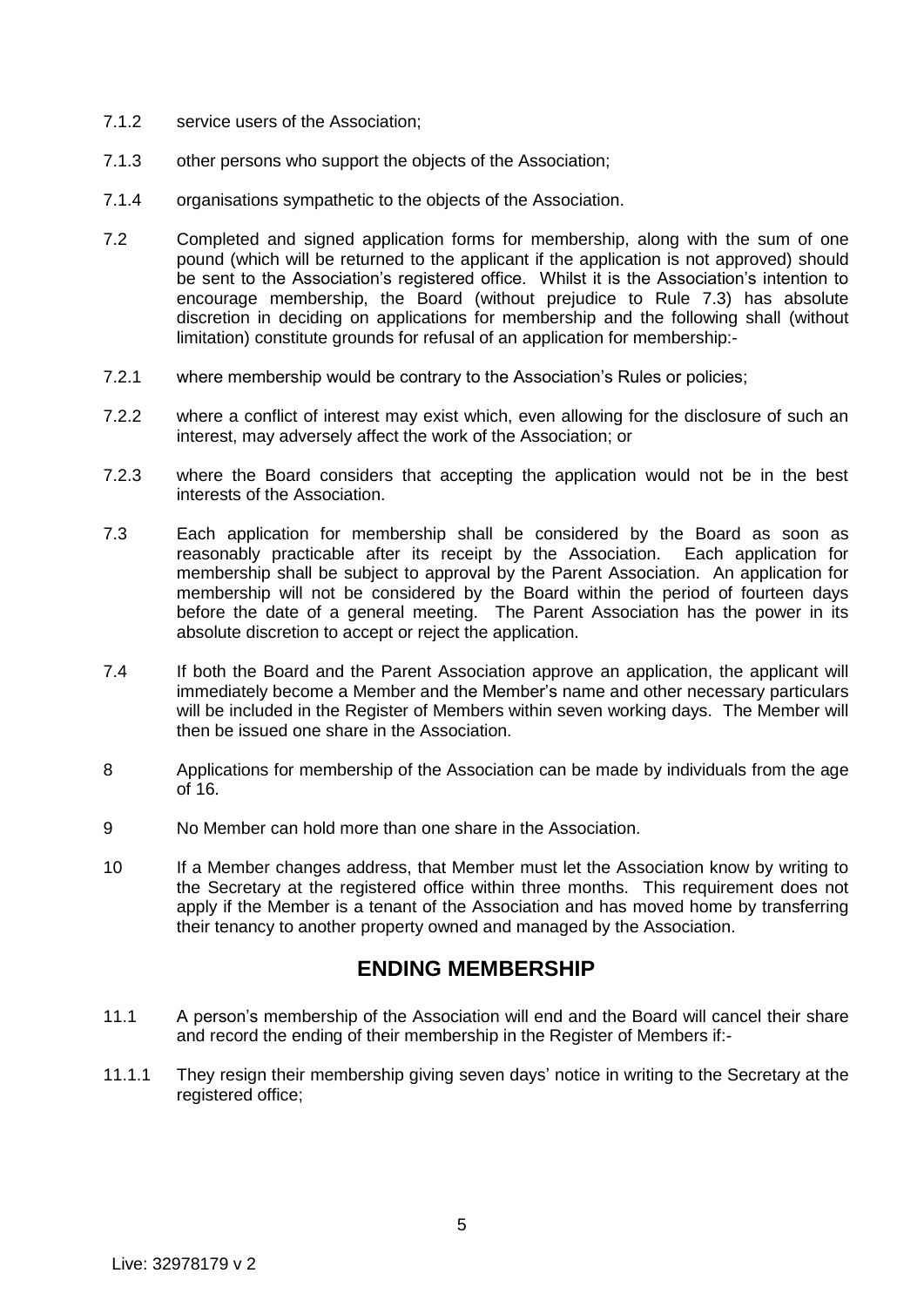7.1.2 service users of the Association;

7.1.3 other persons who support the objects of the Association;

7.1.4 organisations sympathetic to the objects of the Association.

7.2 Completed and signed application forms for membership, along with the sum of one pound (which will be returned to the applicant if the application is not approved) should be sent to the Association's registered office. Whilst it is the Association's intention to encourage membership, the Board (without prejudice to Rule 7.3) has absolute discretion in deciding on applications for membership and the following shall (without limitation) constitute grounds for refusal of an application for membership:-

7.2.1 where membership would be contrary to the Association's Rules or policies;

7.2.2 where a conflict of interest may exist which, even allowing for the disclosure of such an interest, may adversely affect the work of the Association; or

7.2.3 where the Board considers that accepting the application would not be in the best interests of the Association.

7.3 Each application for membership shall be considered by the Board as soon as reasonably practicable after its receipt by the Association. Each application for membership shall be subject to approval by the Parent Association. An application for membership will not be considered by the Board within the period of fourteen days before the date of a general meeting. The Parent Association has the power in its absolute discretion to accept or reject the application.

7.4 If both the Board and the Parent Association approve an application, the applicant will immediately become a Member and the Member's name and other necessary particulars will be included in the Register of Members within seven working days. The Member will then be issued one share in the Association.

8 Applications for membership of the Association can be made by individuals from the age of 16.

9 No Member can hold more than one share in the Association.

10 If a Member changes address, that Member must let the Association know by writing to the Secretary at the registered office within three months. This requirement does not apply if the Member is a tenant of the Association and has moved home by transferring their tenancy to another property owned and managed by the Association.

## ENDING MEMBERSHIP

11.1 A person's membership of the Association will end and the Board will cancel their share and record the ending of their membership in the Register of Members if:-

11.1.1 They resign their membership giving seven days' notice in writing to the Secretary at the registered office;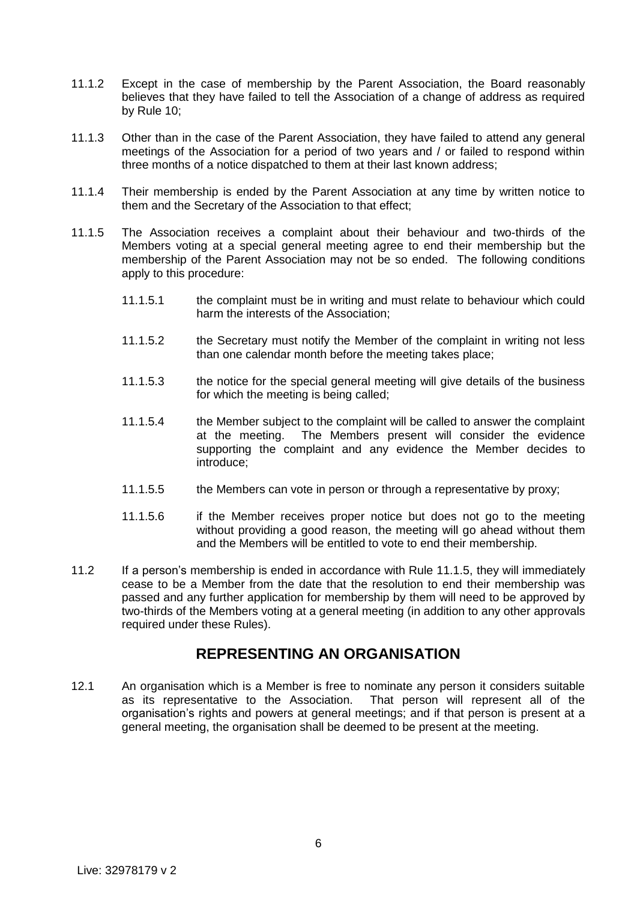11.1.2 Except in the case of membership by the Parent Association, the Board reasonably believes that they have failed to tell the Association of a change of address as required by Rule 10;

11.1.3 Other than in the case of the Parent Association, they have failed to attend any general meetings of the Association for a period of two years and / or failed to respond within three months of a notice dispatched to them at their last known address;

11.1.4 Their membership is ended by the Parent Association at any time by written notice to them and the Secretary of the Association to that effect;

11.1.5 The Association receives a complaint about their behaviour and two-thirds of the Members voting at a special general meeting agree to end their membership but the membership of the Parent Association may not be so ended. The following conditions apply to this procedure:

> 11.1.5.1 the complaint must be in writing and must relate to behaviour which could harm the interests of the Association;
>
> 11.1.5.2 the Secretary must notify the Member of the complaint in writing not less than one calendar month before the meeting takes place;
>
> 11.1.5.3 the notice for the special general meeting will give details of the business for which the meeting is being called;
>
> 11.1.5.4 the Member subject to the complaint will be called to answer the complaint at the meeting. The Members present will consider the evidence supporting the complaint and any evidence the Member decides to introduce;
>
> 11.1.5.5 the Members can vote in person or through a representative by proxy;
>
> 11.1.5.6 if the Member receives proper notice but does not go to the meeting without providing a good reason, the meeting will go ahead without them and the Members will be entitled to vote to end their membership.

11.2 If a person's membership is ended in accordance with Rule 11.1.5, they will immediately cease to be a Member from the date that the resolution to end their membership was passed and any further application for membership by them will need to be approved by two-thirds of the Members voting at a general meeting (in addition to any other approvals required under these Rules).

## REPRESENTING AN ORGANISATION

12.1 An organisation which is a Member is free to nominate any person it considers suitable as its representative to the Association. That person will represent all of the organisation's rights and powers at general meetings; and if that person is present at a general meeting, the organisation shall be deemed to be present at the meeting.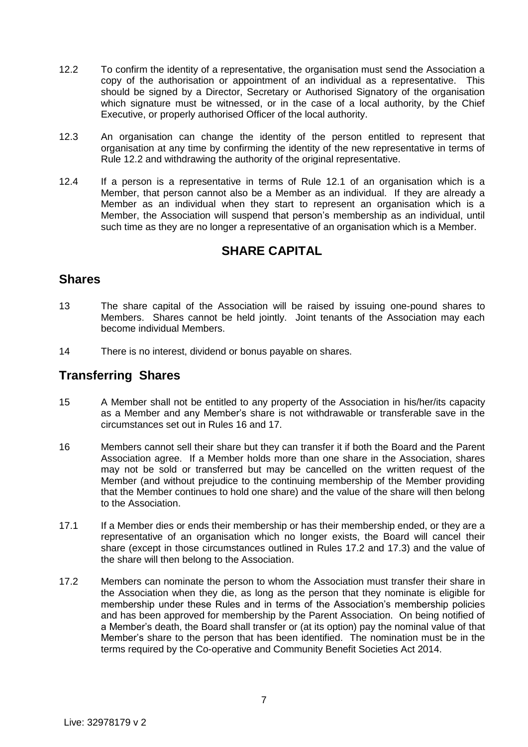12.2 To confirm the identity of a representative, the organisation must send the Association a copy of the authorisation or appointment of an individual as a representative. This should be signed by a Director, Secretary or Authorised Signatory of the organisation which signature must be witnessed, or in the case of a local authority, by the Chief Executive, or properly authorised Officer of the local authority.

12.3 An organisation can change the identity of the person entitled to represent that organisation at any time by confirming the identity of the new representative in terms of Rule 12.2 and withdrawing the authority of the original representative.

12.4 If a person is a representative in terms of Rule 12.1 of an organisation which is a Member, that person cannot also be a Member as an individual. If they are already a Member as an individual when they start to represent an organisation which is a Member, the Association will suspend that person's membership as an individual, until such time as they are no longer a representative of an organisation which is a Member.

## SHARE CAPITAL

## Shares

13 The share capital of the Association will be raised by issuing one-pound shares to Members. Shares cannot be held jointly. Joint tenants of the Association may each become individual Members.

14 There is no interest, dividend or bonus payable on shares.

## Transferring Shares

15 A Member shall not be entitled to any property of the Association in his/her/its capacity as a Member and any Member's share is not withdrawable or transferable save in the circumstances set out in Rules 16 and 17.

16 Members cannot sell their share but they can transfer it if both the Board and the Parent Association agree. If a Member holds more than one share in the Association, shares may not be sold or transferred but may be cancelled on the written request of the Member (and without prejudice to the continuing membership of the Member providing that the Member continues to hold one share) and the value of the share will then belong to the Association.

17.1 If a Member dies or ends their membership or has their membership ended, or they are a representative of an organisation which no longer exists, the Board will cancel their share (except in those circumstances outlined in Rules 17.2 and 17.3) and the value of the share will then belong to the Association.

17.2 Members can nominate the person to whom the Association must transfer their share in the Association when they die, as long as the person that they nominate is eligible for membership under these Rules and in terms of the Association's membership policies and has been approved for membership by the Parent Association. On being notified of a Member's death, the Board shall transfer or (at its option) pay the nominal value of that Member's share to the person that has been identified. The nomination must be in the terms required by the Co-operative and Community Benefit Societies Act 2014.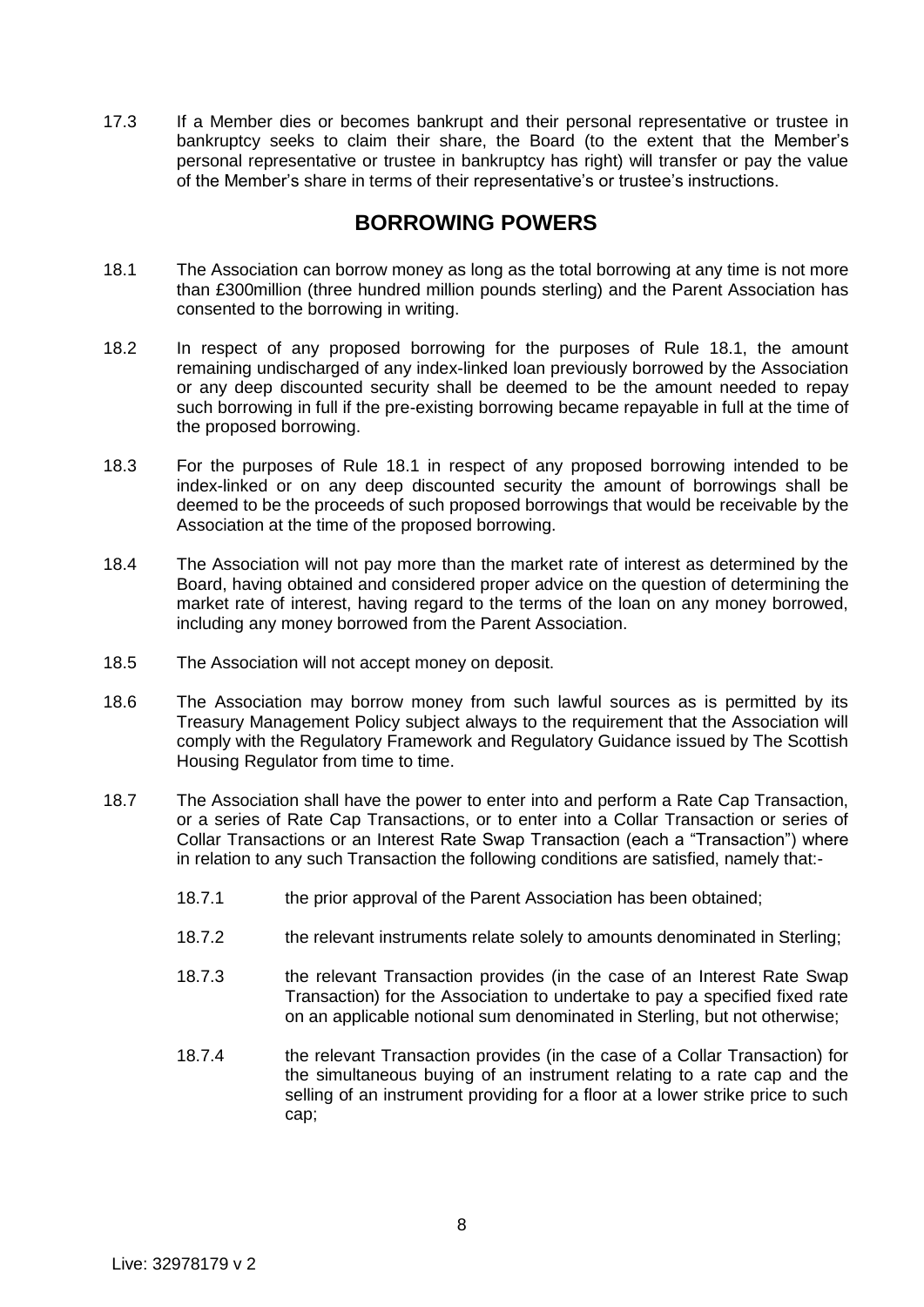17.3 If a Member dies or becomes bankrupt and their personal representative or trustee in bankruptcy seeks to claim their share, the Board (to the extent that the Member's personal representative or trustee in bankruptcy has right) will transfer or pay the value of the Member's share in terms of their representative's or trustee's instructions.

## BORROWING POWERS

18.1 The Association can borrow money as long as the total borrowing at any time is not more than £300million (three hundred million pounds sterling) and the Parent Association has consented to the borrowing in writing.

18.2 In respect of any proposed borrowing for the purposes of Rule 18.1, the amount remaining undischarged of any index-linked loan previously borrowed by the Association or any deep discounted security shall be deemed to be the amount needed to repay such borrowing in full if the pre-existing borrowing became repayable in full at the time of the proposed borrowing.

18.3 For the purposes of Rule 18.1 in respect of any proposed borrowing intended to be index-linked or on any deep discounted security the amount of borrowings shall be deemed to be the proceeds of such proposed borrowings that would be receivable by the Association at the time of the proposed borrowing.

18.4 The Association will not pay more than the market rate of interest as determined by the Board, having obtained and considered proper advice on the question of determining the market rate of interest, having regard to the terms of the loan on any money borrowed, including any money borrowed from the Parent Association.

18.5 The Association will not accept money on deposit.

18.6 The Association may borrow money from such lawful sources as is permitted by its Treasury Management Policy subject always to the requirement that the Association will comply with the Regulatory Framework and Regulatory Guidance issued by The Scottish Housing Regulator from time to time.

18.7 The Association shall have the power to enter into and perform a Rate Cap Transaction, or a series of Rate Cap Transactions, or to enter into a Collar Transaction or series of Collar Transactions or an Interest Rate Swap Transaction (each a "Transaction") where in relation to any such Transaction the following conditions are satisfied, namely that:-

18.7.1 the prior approval of the Parent Association has been obtained;

18.7.2 the relevant instruments relate solely to amounts denominated in Sterling;

18.7.3 the relevant Transaction provides (in the case of an Interest Rate Swap Transaction) for the Association to undertake to pay a specified fixed rate on an applicable notional sum denominated in Sterling, but not otherwise;

18.7.4 the relevant Transaction provides (in the case of a Collar Transaction) for the simultaneous buying of an instrument relating to a rate cap and the selling of an instrument providing for a floor at a lower strike price to such cap;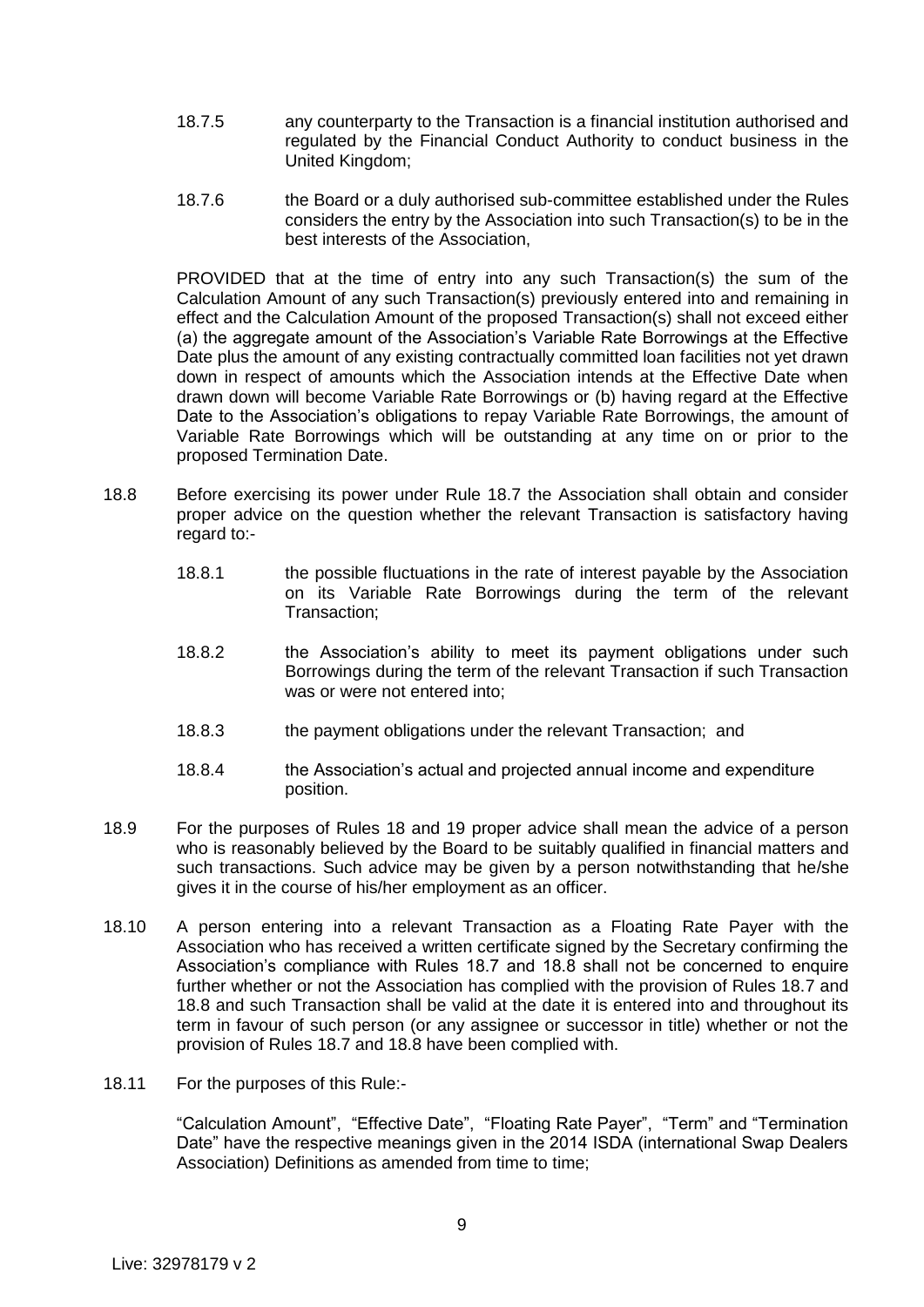18.7.5 any counterparty to the Transaction is a financial institution authorised and regulated by the Financial Conduct Authority to conduct business in the United Kingdom;

18.7.6 the Board or a duly authorised sub-committee established under the Rules considers the entry by the Association into such Transaction(s) to be in the best interests of the Association,

PROVIDED that at the time of entry into any such Transaction(s) the sum of the Calculation Amount of any such Transaction(s) previously entered into and remaining in effect and the Calculation Amount of the proposed Transaction(s) shall not exceed either (a) the aggregate amount of the Association's Variable Rate Borrowings at the Effective Date plus the amount of any existing contractually committed loan facilities not yet drawn down in respect of amounts which the Association intends at the Effective Date when drawn down will become Variable Rate Borrowings or (b) having regard at the Effective Date to the Association's obligations to repay Variable Rate Borrowings, the amount of Variable Rate Borrowings which will be outstanding at any time on or prior to the proposed Termination Date.

18.8 Before exercising its power under Rule 18.7 the Association shall obtain and consider proper advice on the question whether the relevant Transaction is satisfactory having regard to:-

18.8.1 the possible fluctuations in the rate of interest payable by the Association on its Variable Rate Borrowings during the term of the relevant Transaction;

18.8.2 the Association's ability to meet its payment obligations under such Borrowings during the term of the relevant Transaction if such Transaction was or were not entered into;

18.8.3 the payment obligations under the relevant Transaction; and

18.8.4 the Association's actual and projected annual income and expenditure position.

18.9 For the purposes of Rules 18 and 19 proper advice shall mean the advice of a person who is reasonably believed by the Board to be suitably qualified in financial matters and such transactions. Such advice may be given by a person notwithstanding that he/she gives it in the course of his/her employment as an officer.

18.10 A person entering into a relevant Transaction as a Floating Rate Payer with the Association who has received a written certificate signed by the Secretary confirming the Association's compliance with Rules 18.7 and 18.8 shall not be concerned to enquire further whether or not the Association has complied with the provision of Rules 18.7 and 18.8 and such Transaction shall be valid at the date it is entered into and throughout its term in favour of such person (or any assignee or successor in title) whether or not the provision of Rules 18.7 and 18.8 have been complied with.

18.11 For the purposes of this Rule:-

"Calculation Amount", "Effective Date", "Floating Rate Payer", "Term" and "Termination Date" have the respective meanings given in the 2014 ISDA (international Swap Dealers Association) Definitions as amended from time to time;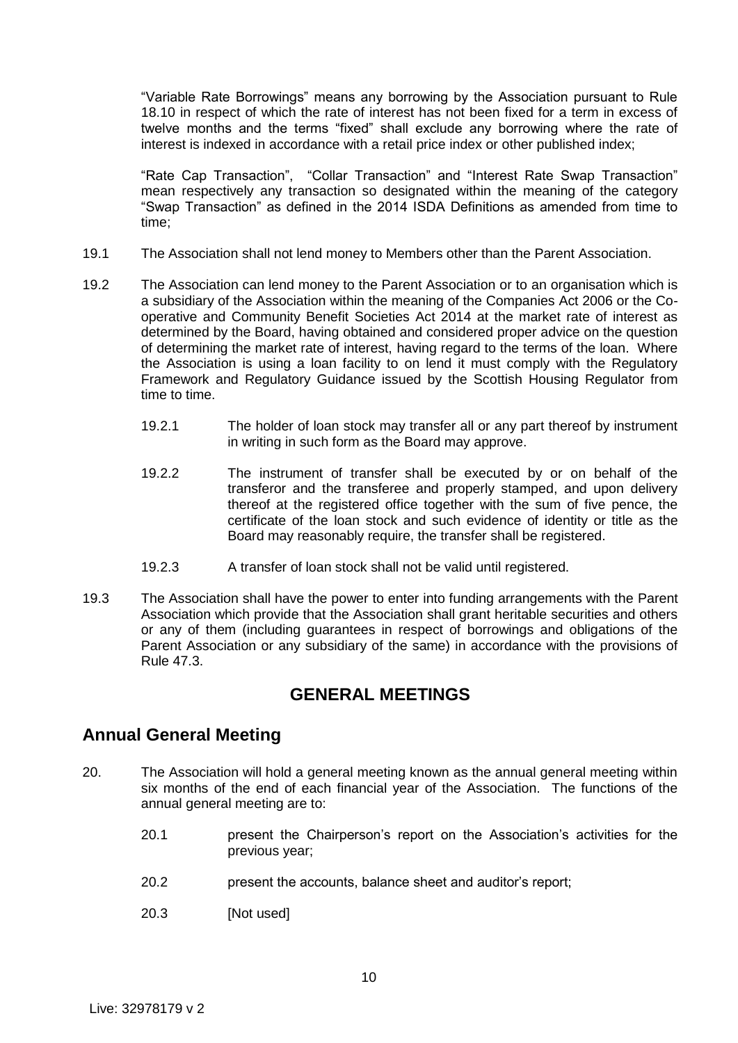"Variable Rate Borrowings" means any borrowing by the Association pursuant to Rule 18.10 in respect of which the rate of interest has not been fixed for a term in excess of twelve months and the terms "fixed" shall exclude any borrowing where the rate of interest is indexed in accordance with a retail price index or other published index;

"Rate Cap Transaction", "Collar Transaction" and "Interest Rate Swap Transaction" mean respectively any transaction so designated within the meaning of the category "Swap Transaction" as defined in the 2014 ISDA Definitions as amended from time to time;

19.1 The Association shall not lend money to Members other than the Parent Association.

19.2 The Association can lend money to the Parent Association or to an organisation which is a subsidiary of the Association within the meaning of the Companies Act 2006 or the Co-operative and Community Benefit Societies Act 2014 at the market rate of interest as determined by the Board, having obtained and considered proper advice on the question of determining the market rate of interest, having regard to the terms of the loan. Where the Association is using a loan facility to on lend it must comply with the Regulatory Framework and Regulatory Guidance issued by the Scottish Housing Regulator from time to time.

19.2.1 The holder of loan stock may transfer all or any part thereof by instrument in writing in such form as the Board may approve.

19.2.2 The instrument of transfer shall be executed by or on behalf of the transferor and the transferee and properly stamped, and upon delivery thereof at the registered office together with the sum of five pence, the certificate of the loan stock and such evidence of identity or title as the Board may reasonably require, the transfer shall be registered.

19.2.3 A transfer of loan stock shall not be valid until registered.

19.3 The Association shall have the power to enter into funding arrangements with the Parent Association which provide that the Association shall grant heritable securities and others or any of them (including guarantees in respect of borrowings and obligations of the Parent Association or any subsidiary of the same) in accordance with the provisions of Rule 47.3.

# GENERAL MEETINGS

## Annual General Meeting

20. The Association will hold a general meeting known as the annual general meeting within six months of the end of each financial year of the Association. The functions of the annual general meeting are to:

20.1 present the Chairperson's report on the Association's activities for the previous year;

20.2 present the accounts, balance sheet and auditor's report;

20.3 [Not used]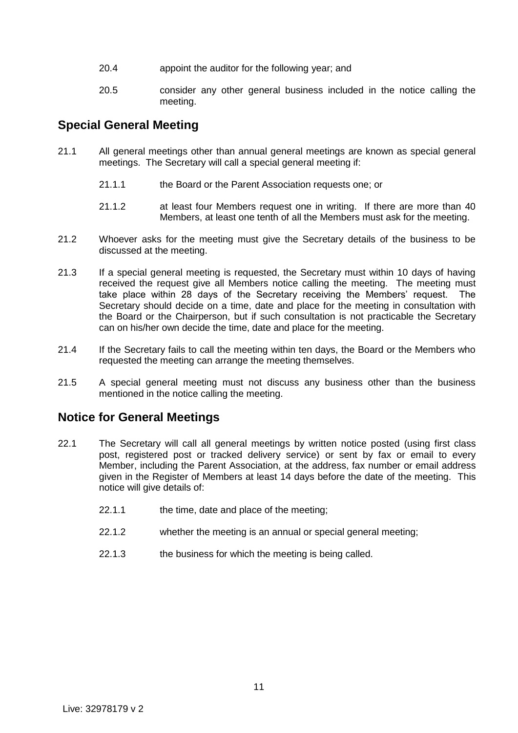20.4 appoint the auditor for the following year; and

20.5 consider any other general business included in the notice calling the meeting.

## Special General Meeting

21.1 All general meetings other than annual general meetings are known as special general meetings. The Secretary will call a special general meeting if:

21.1.1 the Board or the Parent Association requests one; or

21.1.2 at least four Members request one in writing. If there are more than 40 Members, at least one tenth of all the Members must ask for the meeting.

21.2 Whoever asks for the meeting must give the Secretary details of the business to be discussed at the meeting.

21.3 If a special general meeting is requested, the Secretary must within 10 days of having received the request give all Members notice calling the meeting. The meeting must take place within 28 days of the Secretary receiving the Members' request. The Secretary should decide on a time, date and place for the meeting in consultation with the Board or the Chairperson, but if such consultation is not practicable the Secretary can on his/her own decide the time, date and place for the meeting.

21.4 If the Secretary fails to call the meeting within ten days, the Board or the Members who requested the meeting can arrange the meeting themselves.

21.5 A special general meeting must not discuss any business other than the business mentioned in the notice calling the meeting.

## Notice for General Meetings

22.1 The Secretary will call all general meetings by written notice posted (using first class post, registered post or tracked delivery service) or sent by fax or email to every Member, including the Parent Association, at the address, fax number or email address given in the Register of Members at least 14 days before the date of the meeting. This notice will give details of:

22.1.1 the time, date and place of the meeting;

22.1.2 whether the meeting is an annual or special general meeting;

22.1.3 the business for which the meeting is being called.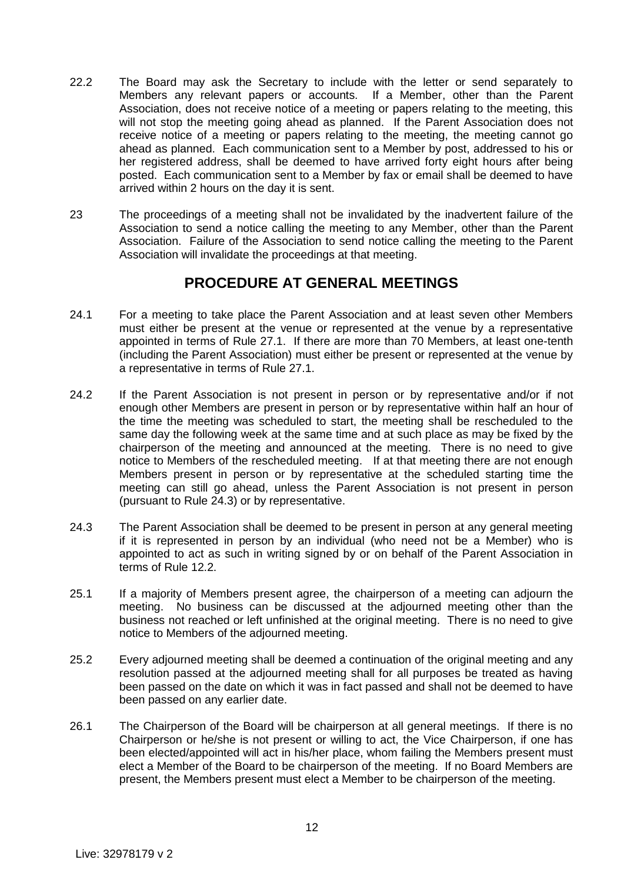22.2 The Board may ask the Secretary to include with the letter or send separately to Members any relevant papers or accounts. If a Member, other than the Parent Association, does not receive notice of a meeting or papers relating to the meeting, this will not stop the meeting going ahead as planned. If the Parent Association does not receive notice of a meeting or papers relating to the meeting, the meeting cannot go ahead as planned. Each communication sent to a Member by post, addressed to his or her registered address, shall be deemed to have arrived forty eight hours after being posted. Each communication sent to a Member by fax or email shall be deemed to have arrived within 2 hours on the day it is sent.

23 The proceedings of a meeting shall not be invalidated by the inadvertent failure of the Association to send a notice calling the meeting to any Member, other than the Parent Association. Failure of the Association to send notice calling the meeting to the Parent Association will invalidate the proceedings at that meeting.

## PROCEDURE AT GENERAL MEETINGS

24.1 For a meeting to take place the Parent Association and at least seven other Members must either be present at the venue or represented at the venue by a representative appointed in terms of Rule 27.1. If there are more than 70 Members, at least one-tenth (including the Parent Association) must either be present or represented at the venue by a representative in terms of Rule 27.1.

24.2 If the Parent Association is not present in person or by representative and/or if not enough other Members are present in person or by representative within half an hour of the time the meeting was scheduled to start, the meeting shall be rescheduled to the same day the following week at the same time and at such place as may be fixed by the chairperson of the meeting and announced at the meeting. There is no need to give notice to Members of the rescheduled meeting. If at that meeting there are not enough Members present in person or by representative at the scheduled starting time the meeting can still go ahead, unless the Parent Association is not present in person (pursuant to Rule 24.3) or by representative.

24.3 The Parent Association shall be deemed to be present in person at any general meeting if it is represented in person by an individual (who need not be a Member) who is appointed to act as such in writing signed by or on behalf of the Parent Association in terms of Rule 12.2.

25.1 If a majority of Members present agree, the chairperson of a meeting can adjourn the meeting. No business can be discussed at the adjourned meeting other than the business not reached or left unfinished at the original meeting. There is no need to give notice to Members of the adjourned meeting.

25.2 Every adjourned meeting shall be deemed a continuation of the original meeting and any resolution passed at the adjourned meeting shall for all purposes be treated as having been passed on the date on which it was in fact passed and shall not be deemed to have been passed on any earlier date.

26.1 The Chairperson of the Board will be chairperson at all general meetings. If there is no Chairperson or he/she is not present or willing to act, the Vice Chairperson, if one has been elected/appointed will act in his/her place, whom failing the Members present must elect a Member of the Board to be chairperson of the meeting. If no Board Members are present, the Members present must elect a Member to be chairperson of the meeting.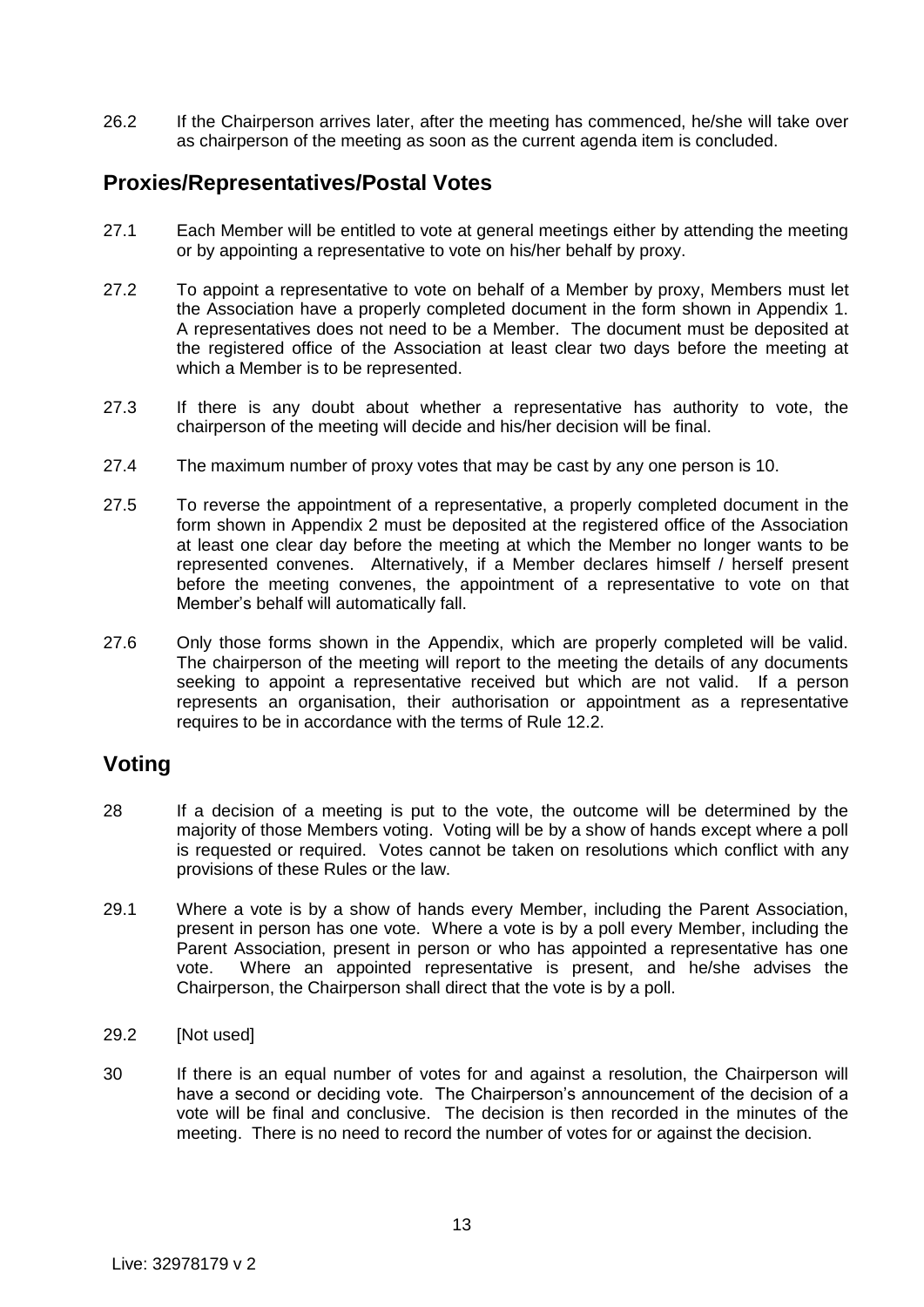26.2 If the Chairperson arrives later, after the meeting has commenced, he/she will take over as chairperson of the meeting as soon as the current agenda item is concluded.

## Proxies/Representatives/Postal Votes

27.1 Each Member will be entitled to vote at general meetings either by attending the meeting or by appointing a representative to vote on his/her behalf by proxy.

27.2 To appoint a representative to vote on behalf of a Member by proxy, Members must let the Association have a properly completed document in the form shown in Appendix 1. A representatives does not need to be a Member. The document must be deposited at the registered office of the Association at least clear two days before the meeting at which a Member is to be represented.

27.3 If there is any doubt about whether a representative has authority to vote, the chairperson of the meeting will decide and his/her decision will be final.

27.4 The maximum number of proxy votes that may be cast by any one person is 10.

27.5 To reverse the appointment of a representative, a properly completed document in the form shown in Appendix 2 must be deposited at the registered office of the Association at least one clear day before the meeting at which the Member no longer wants to be represented convenes. Alternatively, if a Member declares himself / herself present before the meeting convenes, the appointment of a representative to vote on that Member's behalf will automatically fall.

27.6 Only those forms shown in the Appendix, which are properly completed will be valid. The chairperson of the meeting will report to the meeting the details of any documents seeking to appoint a representative received but which are not valid. If a person represents an organisation, their authorisation or appointment as a representative requires to be in accordance with the terms of Rule 12.2.

## Voting

28 If a decision of a meeting is put to the vote, the outcome will be determined by the majority of those Members voting. Voting will be by a show of hands except where a poll is requested or required. Votes cannot be taken on resolutions which conflict with any provisions of these Rules or the law.

29.1 Where a vote is by a show of hands every Member, including the Parent Association, present in person has one vote. Where a vote is by a poll every Member, including the Parent Association, present in person or who has appointed a representative has one vote. Where an appointed representative is present, and he/she advises the Chairperson, the Chairperson shall direct that the vote is by a poll.

29.2 [Not used]

30 If there is an equal number of votes for and against a resolution, the Chairperson will have a second or deciding vote. The Chairperson's announcement of the decision of a vote will be final and conclusive. The decision is then recorded in the minutes of the meeting. There is no need to record the number of votes for or against the decision.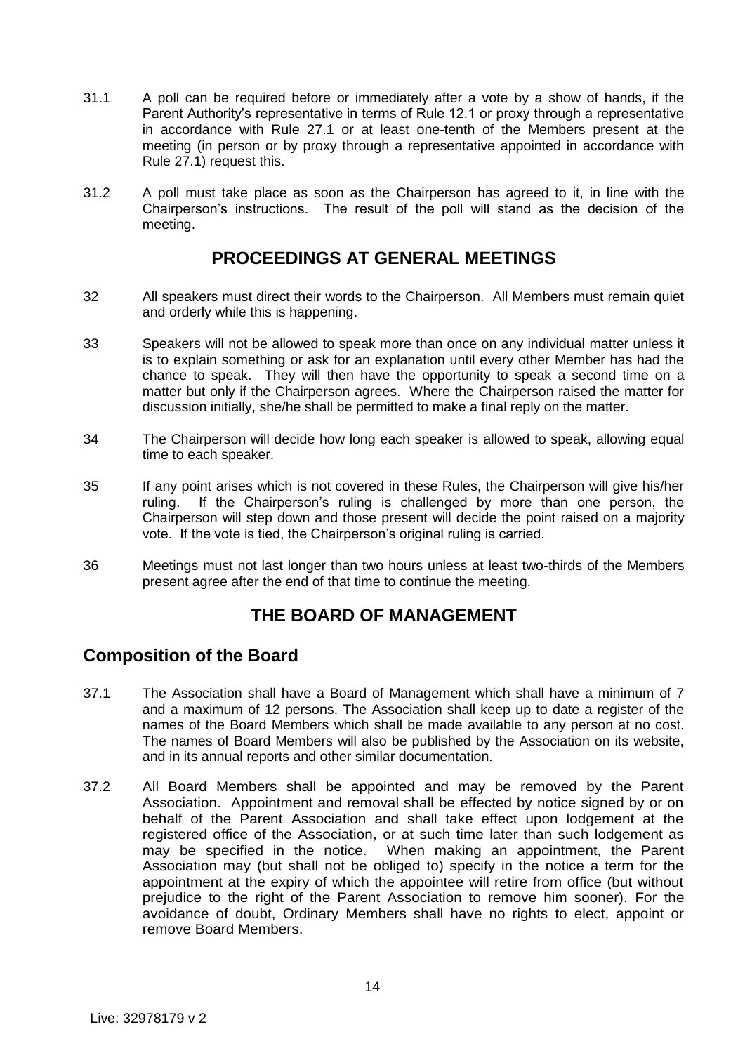31.1 A poll can be required before or immediately after a vote by a show of hands, if the Parent Authority's representative in terms of Rule 12.1 or proxy through a representative in accordance with Rule 27.1 or at least one-tenth of the Members present at the meeting (in person or by proxy through a representative appointed in accordance with Rule 27.1) request this.

31.2 A poll must take place as soon as the Chairperson has agreed to it, in line with the Chairperson's instructions. The result of the poll will stand as the decision of the meeting.

## PROCEEDINGS AT GENERAL MEETINGS

32 All speakers must direct their words to the Chairperson. All Members must remain quiet and orderly while this is happening.

33 Speakers will not be allowed to speak more than once on any individual matter unless it is to explain something or ask for an explanation until every other Member has had the chance to speak. They will then have the opportunity to speak a second time on a matter but only if the Chairperson agrees. Where the Chairperson raised the matter for discussion initially, she/he shall be permitted to make a final reply on the matter.

34 The Chairperson will decide how long each speaker is allowed to speak, allowing equal time to each speaker.

35 If any point arises which is not covered in these Rules, the Chairperson will give his/her ruling. If the Chairperson's ruling is challenged by more than one person, the Chairperson will step down and those present will decide the point raised on a majority vote. If the vote is tied, the Chairperson's original ruling is carried.

36 Meetings must not last longer than two hours unless at least two-thirds of the Members present agree after the end of that time to continue the meeting.

## THE BOARD OF MANAGEMENT

### Composition of the Board

37.1 The Association shall have a Board of Management which shall have a minimum of 7 and a maximum of 12 persons. The Association shall keep up to date a register of the names of the Board Members which shall be made available to any person at no cost. The names of Board Members will also be published by the Association on its website, and in its annual reports and other similar documentation.

37.2 All Board Members shall be appointed and may be removed by the Parent Association. Appointment and removal shall be effected by notice signed by or on behalf of the Parent Association and shall take effect upon lodgement at the registered office of the Association, or at such time later than such lodgement as may be specified in the notice. When making an appointment, the Parent Association may (but shall not be obliged to) specify in the notice a term for the appointment at the expiry of which the appointee will retire from office (but without prejudice to the right of the Parent Association to remove him sooner). For the avoidance of doubt, Ordinary Members shall have no rights to elect, appoint or remove Board Members.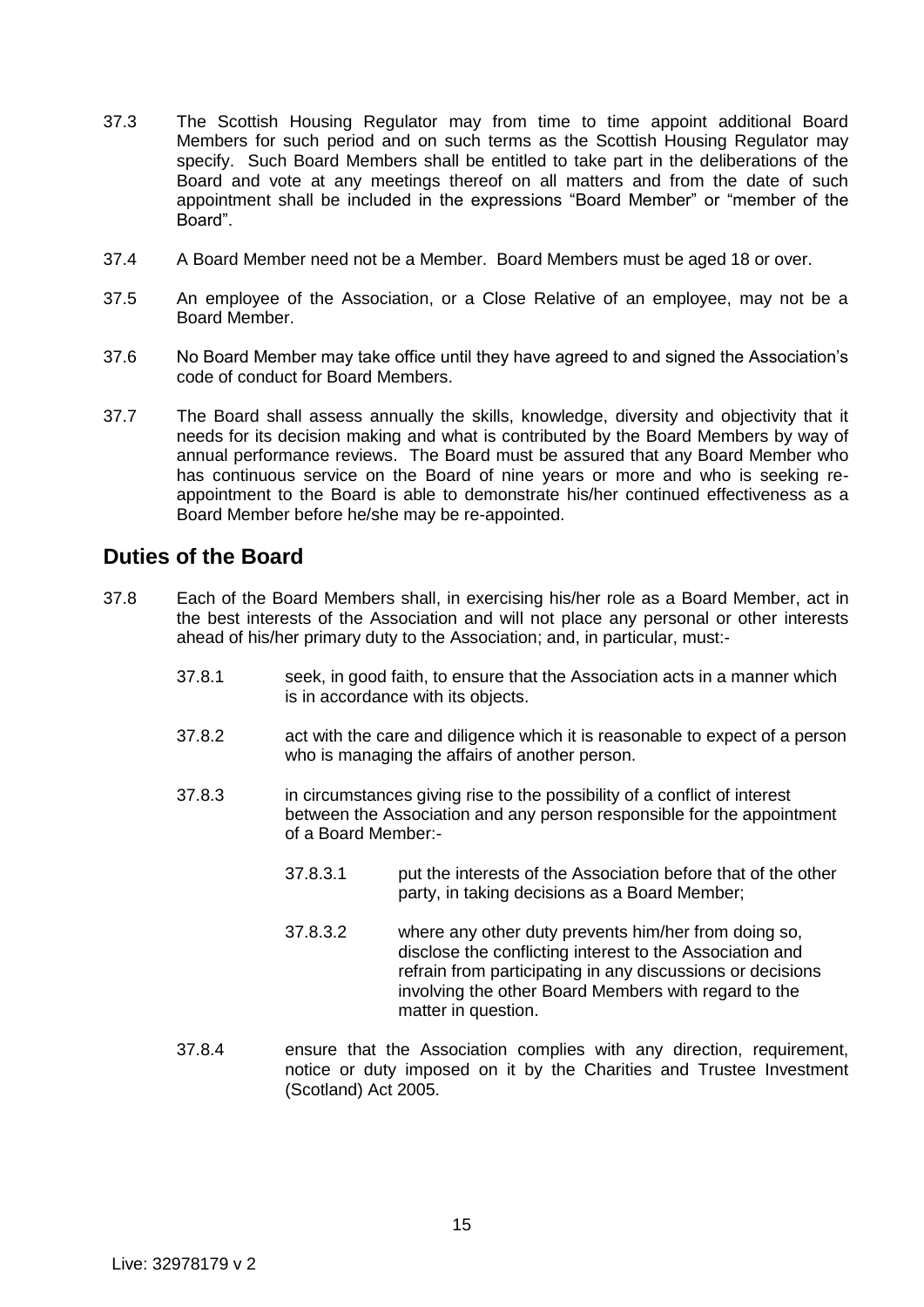37.3 The Scottish Housing Regulator may from time to time appoint additional Board Members for such period and on such terms as the Scottish Housing Regulator may specify. Such Board Members shall be entitled to take part in the deliberations of the Board and vote at any meetings thereof on all matters and from the date of such appointment shall be included in the expressions "Board Member" or "member of the Board".

37.4 A Board Member need not be a Member. Board Members must be aged 18 or over.

37.5 An employee of the Association, or a Close Relative of an employee, may not be a Board Member.

37.6 No Board Member may take office until they have agreed to and signed the Association's code of conduct for Board Members.

37.7 The Board shall assess annually the skills, knowledge, diversity and objectivity that it needs for its decision making and what is contributed by the Board Members by way of annual performance reviews. The Board must be assured that any Board Member who has continuous service on the Board of nine years or more and who is seeking re-appointment to the Board is able to demonstrate his/her continued effectiveness as a Board Member before he/she may be re-appointed.

## Duties of the Board

37.8 Each of the Board Members shall, in exercising his/her role as a Board Member, act in the best interests of the Association and will not place any personal or other interests ahead of his/her primary duty to the Association; and, in particular, must:-

37.8.1 seek, in good faith, to ensure that the Association acts in a manner which is in accordance with its objects.

37.8.2 act with the care and diligence which it is reasonable to expect of a person who is managing the affairs of another person.

37.8.3 in circumstances giving rise to the possibility of a conflict of interest between the Association and any person responsible for the appointment of a Board Member:-

37.8.3.1 put the interests of the Association before that of the other party, in taking decisions as a Board Member;

37.8.3.2 where any other duty prevents him/her from doing so, disclose the conflicting interest to the Association and refrain from participating in any discussions or decisions involving the other Board Members with regard to the matter in question.

37.8.4 ensure that the Association complies with any direction, requirement, notice or duty imposed on it by the Charities and Trustee Investment (Scotland) Act 2005.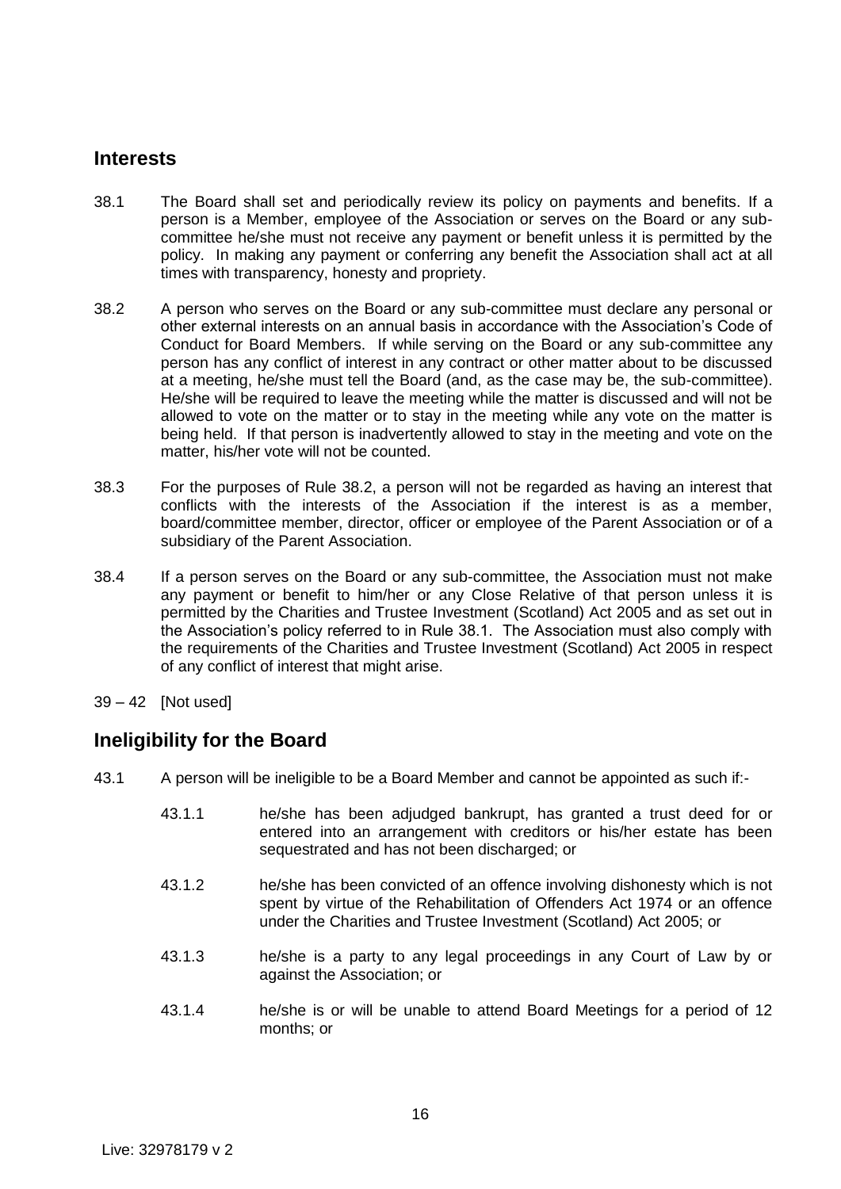## Interests

38.1 The Board shall set and periodically review its policy on payments and benefits. If a person is a Member, employee of the Association or serves on the Board or any sub-committee he/she must not receive any payment or benefit unless it is permitted by the policy. In making any payment or conferring any benefit the Association shall act at all times with transparency, honesty and propriety.

38.2 A person who serves on the Board or any sub-committee must declare any personal or other external interests on an annual basis in accordance with the Association's Code of Conduct for Board Members. If while serving on the Board or any sub-committee any person has any conflict of interest in any contract or other matter about to be discussed at a meeting, he/she must tell the Board (and, as the case may be, the sub-committee). He/she will be required to leave the meeting while the matter is discussed and will not be allowed to vote on the matter or to stay in the meeting while any vote on the matter is being held. If that person is inadvertently allowed to stay in the meeting and vote on the matter, his/her vote will not be counted.

38.3 For the purposes of Rule 38.2, a person will not be regarded as having an interest that conflicts with the interests of the Association if the interest is as a member, board/committee member, director, officer or employee of the Parent Association or of a subsidiary of the Parent Association.

38.4 If a person serves on the Board or any sub-committee, the Association must not make any payment or benefit to him/her or any Close Relative of that person unless it is permitted by the Charities and Trustee Investment (Scotland) Act 2005 and as set out in the Association's policy referred to in Rule 38.1. The Association must also comply with the requirements of the Charities and Trustee Investment (Scotland) Act 2005 in respect of any conflict of interest that might arise.

39 – 42 [Not used]

## Ineligibility for the Board

43.1 A person will be ineligible to be a Board Member and cannot be appointed as such if:-

43.1.1 he/she has been adjudged bankrupt, has granted a trust deed for or entered into an arrangement with creditors or his/her estate has been sequestrated and has not been discharged; or

43.1.2 he/she has been convicted of an offence involving dishonesty which is not spent by virtue of the Rehabilitation of Offenders Act 1974 or an offence under the Charities and Trustee Investment (Scotland) Act 2005; or

43.1.3 he/she is a party to any legal proceedings in any Court of Law by or against the Association; or

43.1.4 he/she is or will be unable to attend Board Meetings for a period of 12 months; or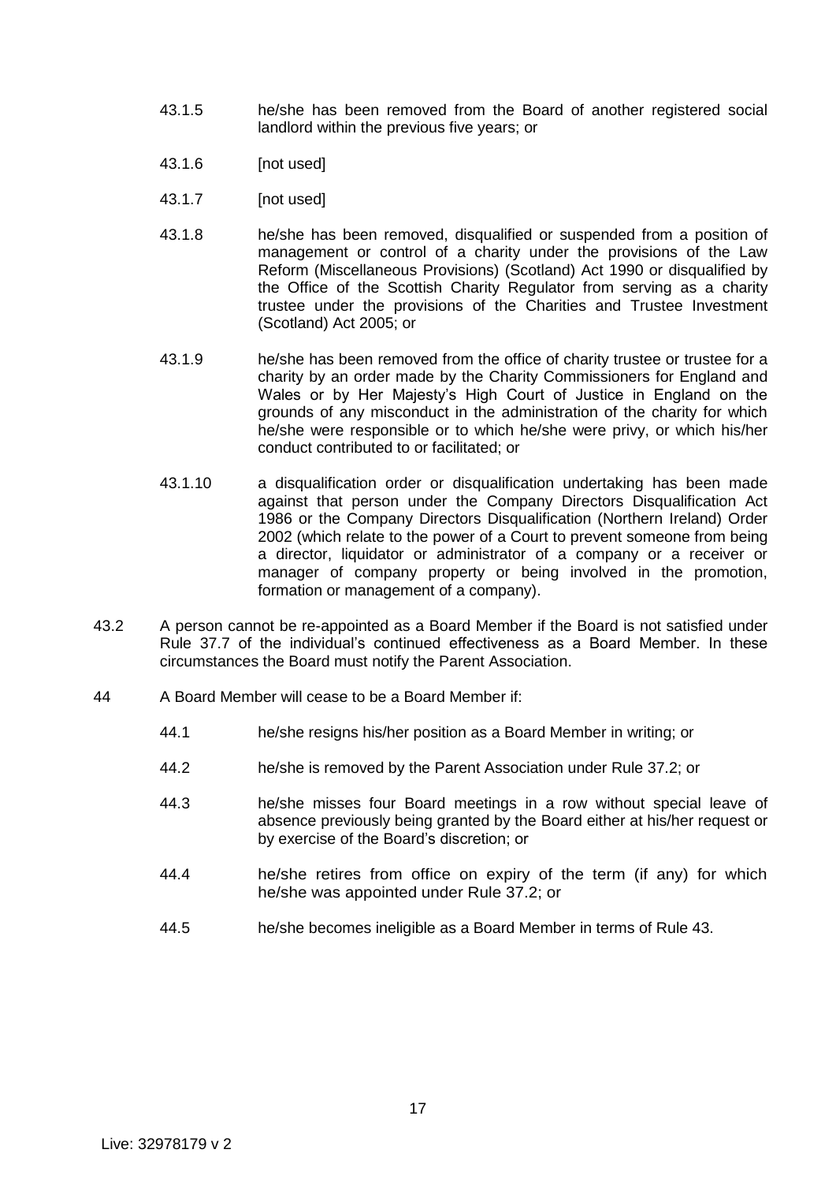43.1.5 he/she has been removed from the Board of another registered social landlord within the previous five years; or

43.1.6 [not used]

43.1.7 [not used]

43.1.8 he/she has been removed, disqualified or suspended from a position of management or control of a charity under the provisions of the Law Reform (Miscellaneous Provisions) (Scotland) Act 1990 or disqualified by the Office of the Scottish Charity Regulator from serving as a charity trustee under the provisions of the Charities and Trustee Investment (Scotland) Act 2005; or

43.1.9 he/she has been removed from the office of charity trustee or trustee for a charity by an order made by the Charity Commissioners for England and Wales or by Her Majesty's High Court of Justice in England on the grounds of any misconduct in the administration of the charity for which he/she were responsible or to which he/she were privy, or which his/her conduct contributed to or facilitated; or

43.1.10 a disqualification order or disqualification undertaking has been made against that person under the Company Directors Disqualification Act 1986 or the Company Directors Disqualification (Northern Ireland) Order 2002 (which relate to the power of a Court to prevent someone from being a director, liquidator or administrator of a company or a receiver or manager of company property or being involved in the promotion, formation or management of a company).

43.2 A person cannot be re-appointed as a Board Member if the Board is not satisfied under Rule 37.7 of the individual's continued effectiveness as a Board Member. In these circumstances the Board must notify the Parent Association.

44 A Board Member will cease to be a Board Member if:

44.1 he/she resigns his/her position as a Board Member in writing; or

44.2 he/she is removed by the Parent Association under Rule 37.2; or

44.3 he/she misses four Board meetings in a row without special leave of absence previously being granted by the Board either at his/her request or by exercise of the Board's discretion; or

44.4 he/she retires from office on expiry of the term (if any) for which he/she was appointed under Rule 37.2; or

44.5 he/she becomes ineligible as a Board Member in terms of Rule 43.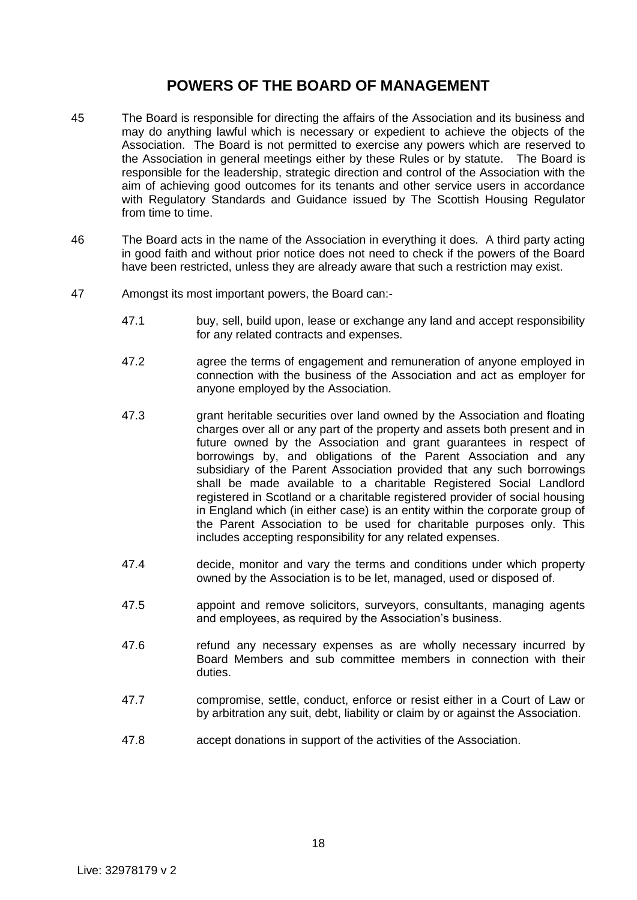## POWERS OF THE BOARD OF MANAGEMENT

45 The Board is responsible for directing the affairs of the Association and its business and may do anything lawful which is necessary or expedient to achieve the objects of the Association. The Board is not permitted to exercise any powers which are reserved to the Association in general meetings either by these Rules or by statute. The Board is responsible for the leadership, strategic direction and control of the Association with the aim of achieving good outcomes for its tenants and other service users in accordance with Regulatory Standards and Guidance issued by The Scottish Housing Regulator from time to time.

46 The Board acts in the name of the Association in everything it does. A third party acting in good faith and without prior notice does not need to check if the powers of the Board have been restricted, unless they are already aware that such a restriction may exist.

47 Amongst its most important powers, the Board can:-

47.1 buy, sell, build upon, lease or exchange any land and accept responsibility for any related contracts and expenses.

47.2 agree the terms of engagement and remuneration of anyone employed in connection with the business of the Association and act as employer for anyone employed by the Association.

47.3 grant heritable securities over land owned by the Association and floating charges over all or any part of the property and assets both present and in future owned by the Association and grant guarantees in respect of borrowings by, and obligations of the Parent Association and any subsidiary of the Parent Association provided that any such borrowings shall be made available to a charitable Registered Social Landlord registered in Scotland or a charitable registered provider of social housing in England which (in either case) is an entity within the corporate group of the Parent Association to be used for charitable purposes only. This includes accepting responsibility for any related expenses.

47.4 decide, monitor and vary the terms and conditions under which property owned by the Association is to be let, managed, used or disposed of.

47.5 appoint and remove solicitors, surveyors, consultants, managing agents and employees, as required by the Association's business.

47.6 refund any necessary expenses as are wholly necessary incurred by Board Members and sub committee members in connection with their duties.

47.7 compromise, settle, conduct, enforce or resist either in a Court of Law or by arbitration any suit, debt, liability or claim by or against the Association.

47.8 accept donations in support of the activities of the Association.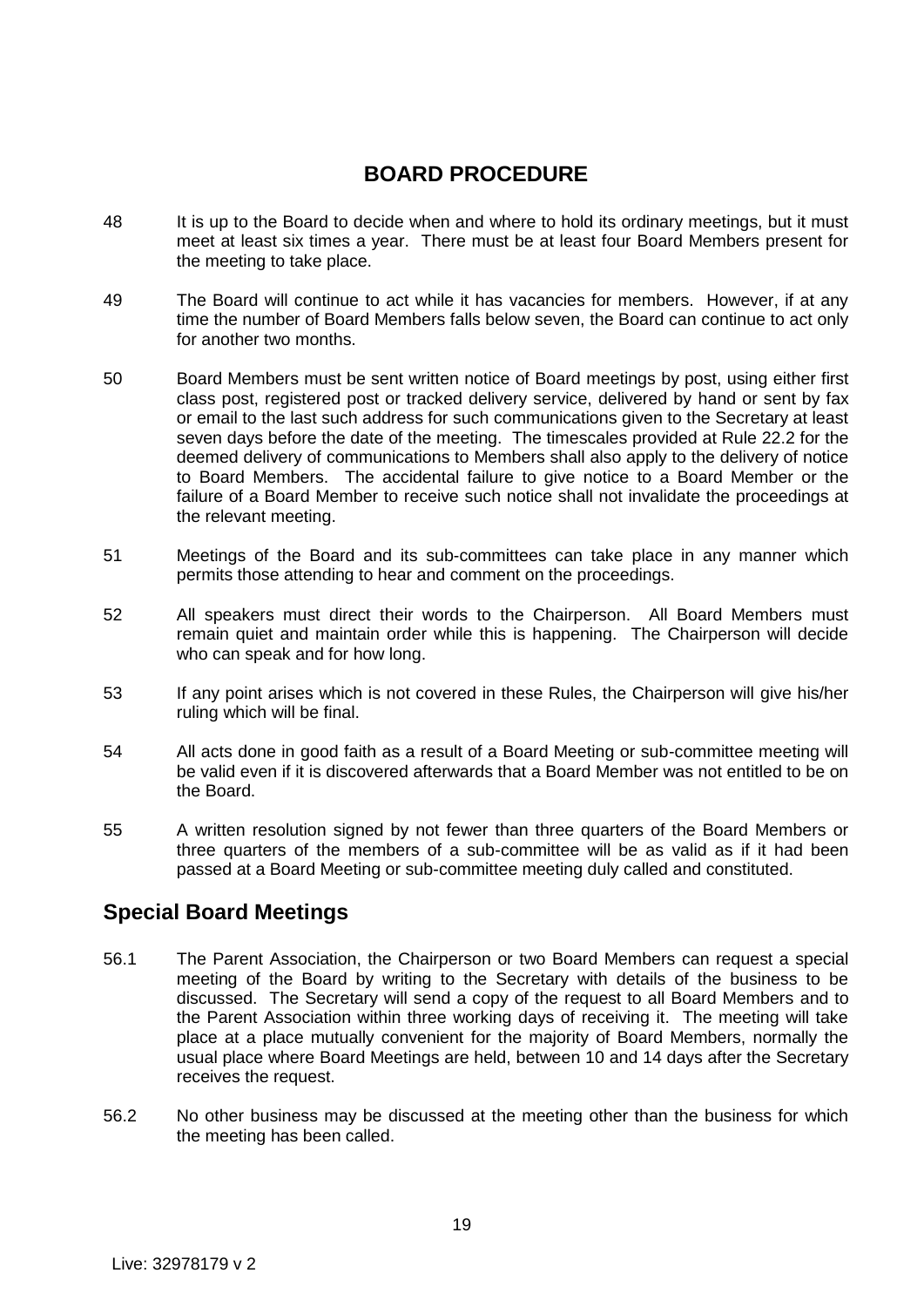## BOARD PROCEDURE

48 It is up to the Board to decide when and where to hold its ordinary meetings, but it must meet at least six times a year. There must be at least four Board Members present for the meeting to take place.

49 The Board will continue to act while it has vacancies for members. However, if at any time the number of Board Members falls below seven, the Board can continue to act only for another two months.

50 Board Members must be sent written notice of Board meetings by post, using either first class post, registered post or tracked delivery service, delivered by hand or sent by fax or email to the last such address for such communications given to the Secretary at least seven days before the date of the meeting. The timescales provided at Rule 22.2 for the deemed delivery of communications to Members shall also apply to the delivery of notice to Board Members. The accidental failure to give notice to a Board Member or the failure of a Board Member to receive such notice shall not invalidate the proceedings at the relevant meeting.

51 Meetings of the Board and its sub-committees can take place in any manner which permits those attending to hear and comment on the proceedings.

52 All speakers must direct their words to the Chairperson. All Board Members must remain quiet and maintain order while this is happening. The Chairperson will decide who can speak and for how long.

53 If any point arises which is not covered in these Rules, the Chairperson will give his/her ruling which will be final.

54 All acts done in good faith as a result of a Board Meeting or sub-committee meeting will be valid even if it is discovered afterwards that a Board Member was not entitled to be on the Board.

55 A written resolution signed by not fewer than three quarters of the Board Members or three quarters of the members of a sub-committee will be as valid as if it had been passed at a Board Meeting or sub-committee meeting duly called and constituted.

## Special Board Meetings

56.1 The Parent Association, the Chairperson or two Board Members can request a special meeting of the Board by writing to the Secretary with details of the business to be discussed. The Secretary will send a copy of the request to all Board Members and to the Parent Association within three working days of receiving it. The meeting will take place at a place mutually convenient for the majority of Board Members, normally the usual place where Board Meetings are held, between 10 and 14 days after the Secretary receives the request.

56.2 No other business may be discussed at the meeting other than the business for which the meeting has been called.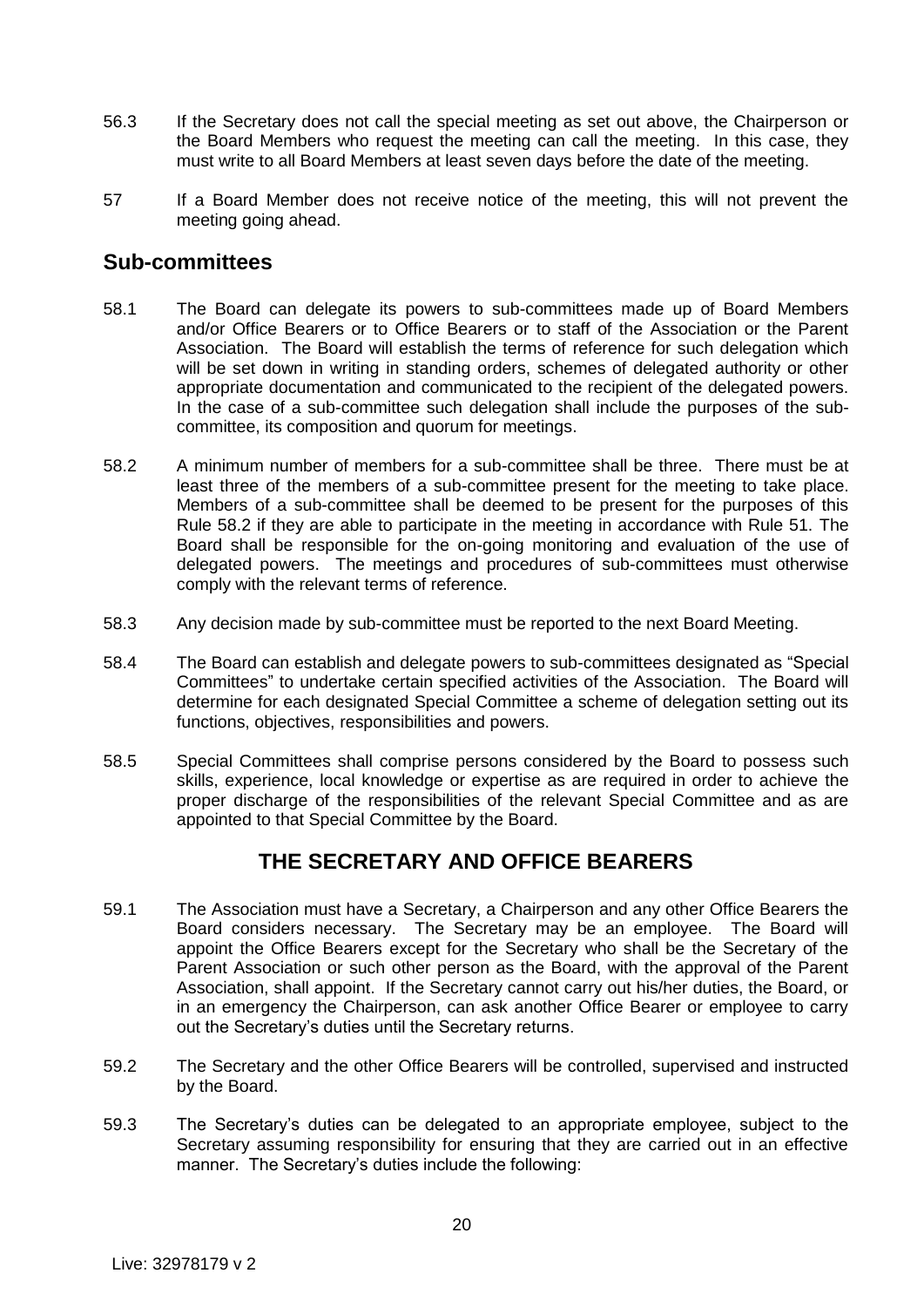56.3 If the Secretary does not call the special meeting as set out above, the Chairperson or the Board Members who request the meeting can call the meeting. In this case, they must write to all Board Members at least seven days before the date of the meeting.

57 If a Board Member does not receive notice of the meeting, this will not prevent the meeting going ahead.

## Sub-committees

58.1 The Board can delegate its powers to sub-committees made up of Board Members and/or Office Bearers or to Office Bearers or to staff of the Association or the Parent Association. The Board will establish the terms of reference for such delegation which will be set down in writing in standing orders, schemes of delegated authority or other appropriate documentation and communicated to the recipient of the delegated powers. In the case of a sub-committee such delegation shall include the purposes of the sub-committee, its composition and quorum for meetings.

58.2 A minimum number of members for a sub-committee shall be three. There must be at least three of the members of a sub-committee present for the meeting to take place. Members of a sub-committee shall be deemed to be present for the purposes of this Rule 58.2 if they are able to participate in the meeting in accordance with Rule 51. The Board shall be responsible for the on-going monitoring and evaluation of the use of delegated powers. The meetings and procedures of sub-committees must otherwise comply with the relevant terms of reference.

58.3 Any decision made by sub-committee must be reported to the next Board Meeting.

58.4 The Board can establish and delegate powers to sub-committees designated as "Special Committees" to undertake certain specified activities of the Association. The Board will determine for each designated Special Committee a scheme of delegation setting out its functions, objectives, responsibilities and powers.

58.5 Special Committees shall comprise persons considered by the Board to possess such skills, experience, local knowledge or expertise as are required in order to achieve the proper discharge of the responsibilities of the relevant Special Committee and as are appointed to that Special Committee by the Board.

## THE SECRETARY AND OFFICE BEARERS

59.1 The Association must have a Secretary, a Chairperson and any other Office Bearers the Board considers necessary. The Secretary may be an employee. The Board will appoint the Office Bearers except for the Secretary who shall be the Secretary of the Parent Association or such other person as the Board, with the approval of the Parent Association, shall appoint. If the Secretary cannot carry out his/her duties, the Board, or in an emergency the Chairperson, can ask another Office Bearer or employee to carry out the Secretary's duties until the Secretary returns.

59.2 The Secretary and the other Office Bearers will be controlled, supervised and instructed by the Board.

59.3 The Secretary's duties can be delegated to an appropriate employee, subject to the Secretary assuming responsibility for ensuring that they are carried out in an effective manner. The Secretary's duties include the following: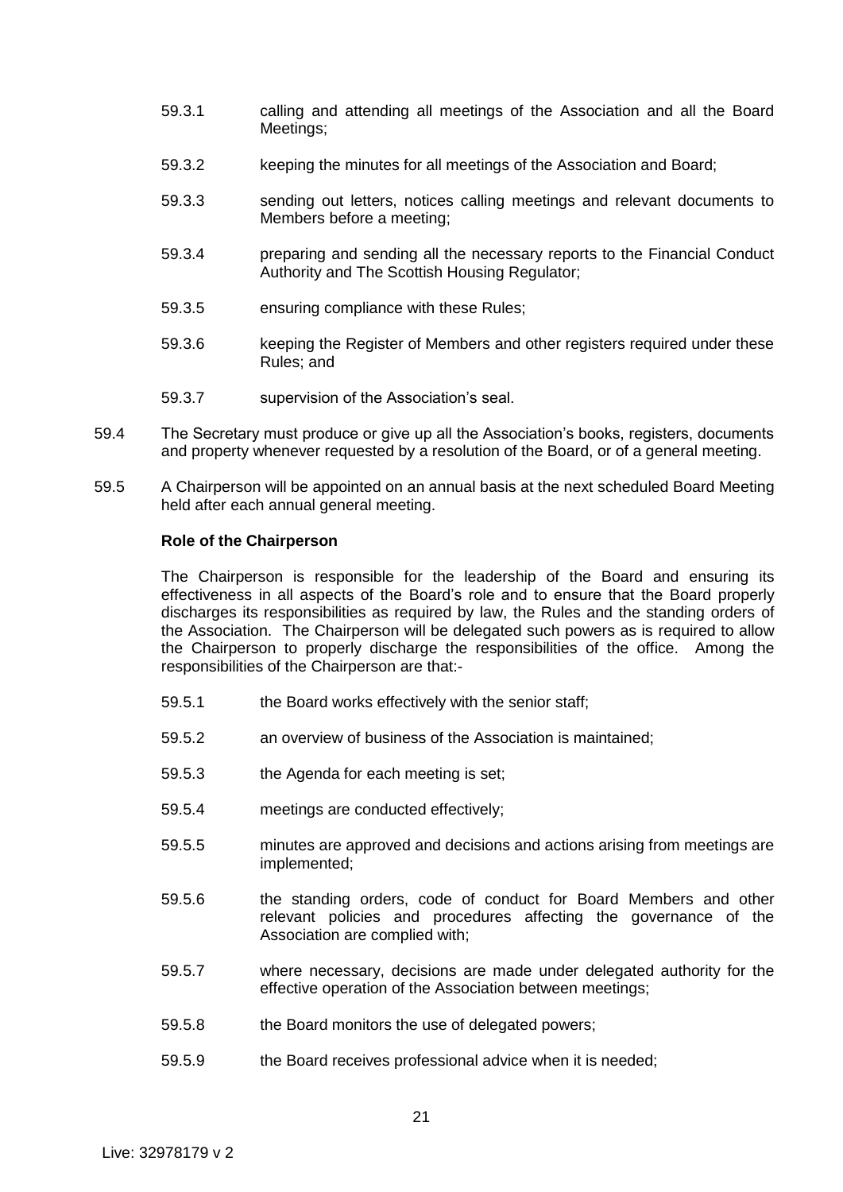59.3.1 calling and attending all meetings of the Association and all the Board Meetings;

59.3.2 keeping the minutes for all meetings of the Association and Board;

59.3.3 sending out letters, notices calling meetings and relevant documents to Members before a meeting;

59.3.4 preparing and sending all the necessary reports to the Financial Conduct Authority and The Scottish Housing Regulator;

59.3.5 ensuring compliance with these Rules;

59.3.6 keeping the Register of Members and other registers required under these Rules; and

59.3.7 supervision of the Association's seal.

59.4 The Secretary must produce or give up all the Association's books, registers, documents and property whenever requested by a resolution of the Board, or of a general meeting.

59.5 A Chairperson will be appointed on an annual basis at the next scheduled Board Meeting held after each annual general meeting.

**Role of the Chairperson**

The Chairperson is responsible for the leadership of the Board and ensuring its effectiveness in all aspects of the Board's role and to ensure that the Board properly discharges its responsibilities as required by law, the Rules and the standing orders of the Association. The Chairperson will be delegated such powers as is required to allow the Chairperson to properly discharge the responsibilities of the office. Among the responsibilities of the Chairperson are that:-

59.5.1 the Board works effectively with the senior staff;

59.5.2 an overview of business of the Association is maintained;

59.5.3 the Agenda for each meeting is set;

59.5.4 meetings are conducted effectively;

59.5.5 minutes are approved and decisions and actions arising from meetings are implemented;

59.5.6 the standing orders, code of conduct for Board Members and other relevant policies and procedures affecting the governance of the Association are complied with;

59.5.7 where necessary, decisions are made under delegated authority for the effective operation of the Association between meetings;

59.5.8 the Board monitors the use of delegated powers;

59.5.9 the Board receives professional advice when it is needed;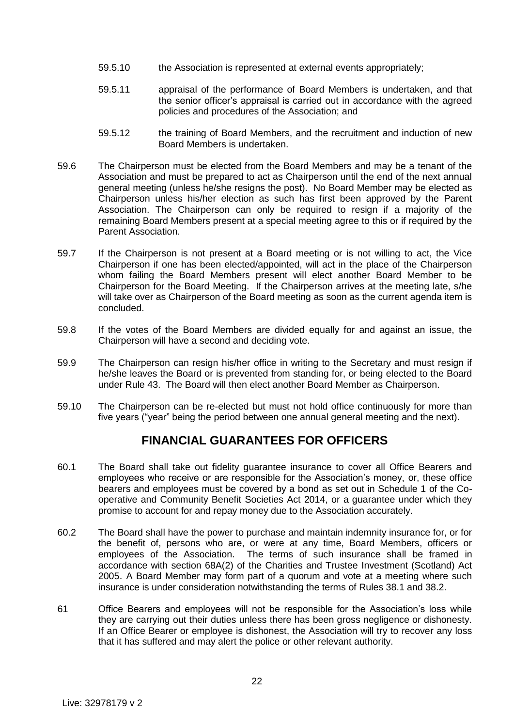59.5.10 the Association is represented at external events appropriately;

59.5.11 appraisal of the performance of Board Members is undertaken, and that the senior officer's appraisal is carried out in accordance with the agreed policies and procedures of the Association; and

59.5.12 the training of Board Members, and the recruitment and induction of new Board Members is undertaken.

59.6 The Chairperson must be elected from the Board Members and may be a tenant of the Association and must be prepared to act as Chairperson until the end of the next annual general meeting (unless he/she resigns the post). No Board Member may be elected as Chairperson unless his/her election as such has first been approved by the Parent Association. The Chairperson can only be required to resign if a majority of the remaining Board Members present at a special meeting agree to this or if required by the Parent Association.

59.7 If the Chairperson is not present at a Board meeting or is not willing to act, the Vice Chairperson if one has been elected/appointed, will act in the place of the Chairperson whom failing the Board Members present will elect another Board Member to be Chairperson for the Board Meeting. If the Chairperson arrives at the meeting late, s/he will take over as Chairperson of the Board meeting as soon as the current agenda item is concluded.

59.8 If the votes of the Board Members are divided equally for and against an issue, the Chairperson will have a second and deciding vote.

59.9 The Chairperson can resign his/her office in writing to the Secretary and must resign if he/she leaves the Board or is prevented from standing for, or being elected to the Board under Rule 43. The Board will then elect another Board Member as Chairperson.

59.10 The Chairperson can be re-elected but must not hold office continuously for more than five years ("year" being the period between one annual general meeting and the next).

## FINANCIAL GUARANTEES FOR OFFICERS

60.1 The Board shall take out fidelity guarantee insurance to cover all Office Bearers and employees who receive or are responsible for the Association's money, or, these office bearers and employees must be covered by a bond as set out in Schedule 1 of the Co-operative and Community Benefit Societies Act 2014, or a guarantee under which they promise to account for and repay money due to the Association accurately.

60.2 The Board shall have the power to purchase and maintain indemnity insurance for, or for the benefit of, persons who are, or were at any time, Board Members, officers or employees of the Association. The terms of such insurance shall be framed in accordance with section 68A(2) of the Charities and Trustee Investment (Scotland) Act 2005. A Board Member may form part of a quorum and vote at a meeting where such insurance is under consideration notwithstanding the terms of Rules 38.1 and 38.2.

61 Office Bearers and employees will not be responsible for the Association's loss while they are carrying out their duties unless there has been gross negligence or dishonesty. If an Office Bearer or employee is dishonest, the Association will try to recover any loss that it has suffered and may alert the police or other relevant authority.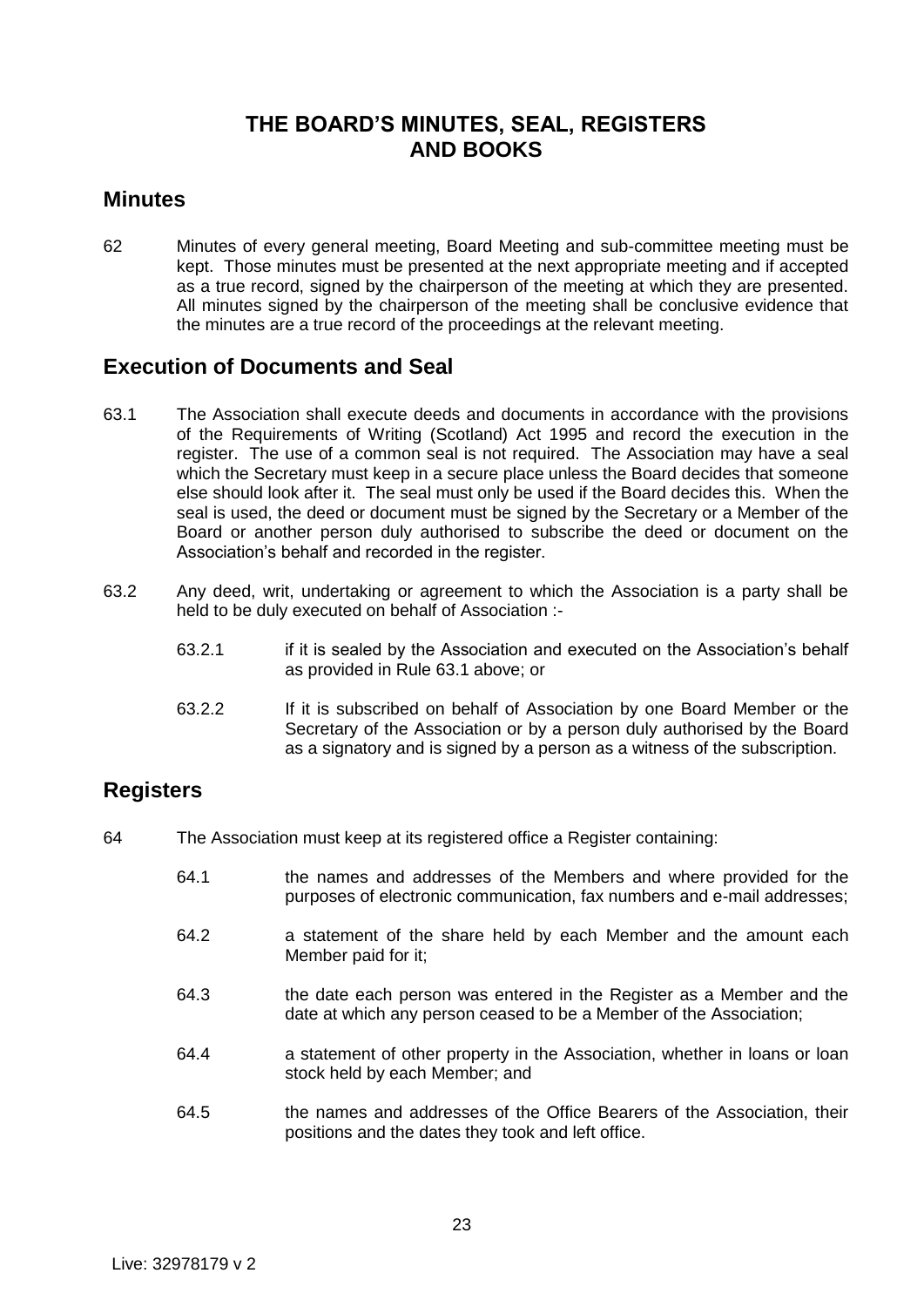## THE BOARD'S MINUTES, SEAL, REGISTERS AND BOOKS

### Minutes

62 Minutes of every general meeting, Board Meeting and sub-committee meeting must be kept. Those minutes must be presented at the next appropriate meeting and if accepted as a true record, signed by the chairperson of the meeting at which they are presented. All minutes signed by the chairperson of the meeting shall be conclusive evidence that the minutes are a true record of the proceedings at the relevant meeting.

### Execution of Documents and Seal

63.1 The Association shall execute deeds and documents in accordance with the provisions of the Requirements of Writing (Scotland) Act 1995 and record the execution in the register. The use of a common seal is not required. The Association may have a seal which the Secretary must keep in a secure place unless the Board decides that someone else should look after it. The seal must only be used if the Board decides this. When the seal is used, the deed or document must be signed by the Secretary or a Member of the Board or another person duly authorised to subscribe the deed or document on the Association's behalf and recorded in the register.

63.2 Any deed, writ, undertaking or agreement to which the Association is a party shall be held to be duly executed on behalf of Association :-

63.2.1 if it is sealed by the Association and executed on the Association's behalf as provided in Rule 63.1 above; or

63.2.2 If it is subscribed on behalf of Association by one Board Member or the Secretary of the Association or by a person duly authorised by the Board as a signatory and is signed by a person as a witness of the subscription.

### Registers

64 The Association must keep at its registered office a Register containing:

64.1 the names and addresses of the Members and where provided for the purposes of electronic communication, fax numbers and e-mail addresses;

64.2 a statement of the share held by each Member and the amount each Member paid for it;

64.3 the date each person was entered in the Register as a Member and the date at which any person ceased to be a Member of the Association;

64.4 a statement of other property in the Association, whether in loans or loan stock held by each Member; and

64.5 the names and addresses of the Office Bearers of the Association, their positions and the dates they took and left office.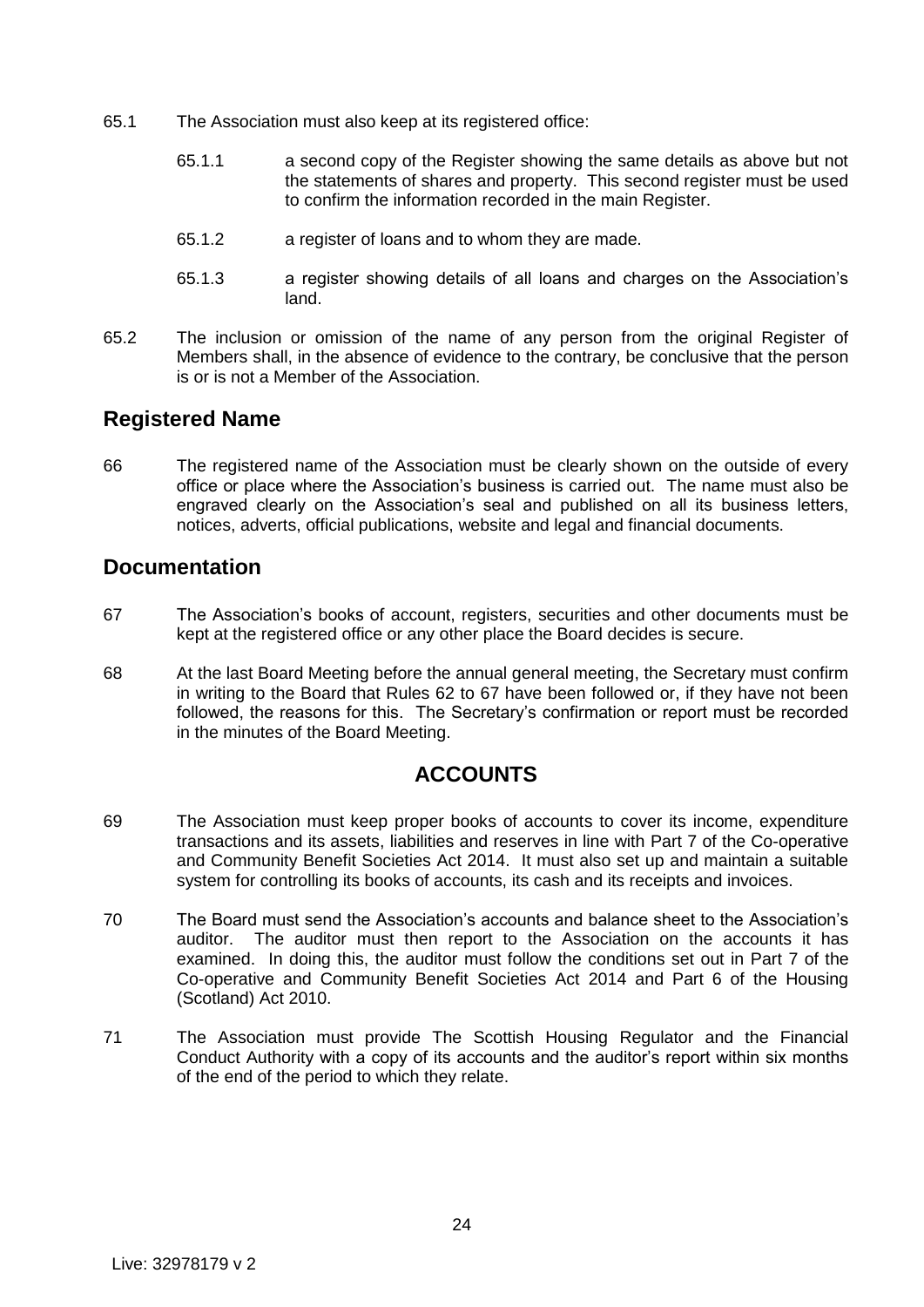65.1 The Association must also keep at its registered office:

65.1.1 a second copy of the Register showing the same details as above but not the statements of shares and property. This second register must be used to confirm the information recorded in the main Register.

65.1.2 a register of loans and to whom they are made.

65.1.3 a register showing details of all loans and charges on the Association's land.

65.2 The inclusion or omission of the name of any person from the original Register of Members shall, in the absence of evidence to the contrary, be conclusive that the person is or is not a Member of the Association.

## Registered Name

66 The registered name of the Association must be clearly shown on the outside of every office or place where the Association's business is carried out. The name must also be engraved clearly on the Association's seal and published on all its business letters, notices, adverts, official publications, website and legal and financial documents.

## Documentation

67 The Association's books of account, registers, securities and other documents must be kept at the registered office or any other place the Board decides is secure.

68 At the last Board Meeting before the annual general meeting, the Secretary must confirm in writing to the Board that Rules 62 to 67 have been followed or, if they have not been followed, the reasons for this. The Secretary's confirmation or report must be recorded in the minutes of the Board Meeting.

# ACCOUNTS

69 The Association must keep proper books of accounts to cover its income, expenditure transactions and its assets, liabilities and reserves in line with Part 7 of the Co-operative and Community Benefit Societies Act 2014. It must also set up and maintain a suitable system for controlling its books of accounts, its cash and its receipts and invoices.

70 The Board must send the Association's accounts and balance sheet to the Association's auditor. The auditor must then report to the Association on the accounts it has examined. In doing this, the auditor must follow the conditions set out in Part 7 of the Co-operative and Community Benefit Societies Act 2014 and Part 6 of the Housing (Scotland) Act 2010.

71 The Association must provide The Scottish Housing Regulator and the Financial Conduct Authority with a copy of its accounts and the auditor's report within six months of the end of the period to which they relate.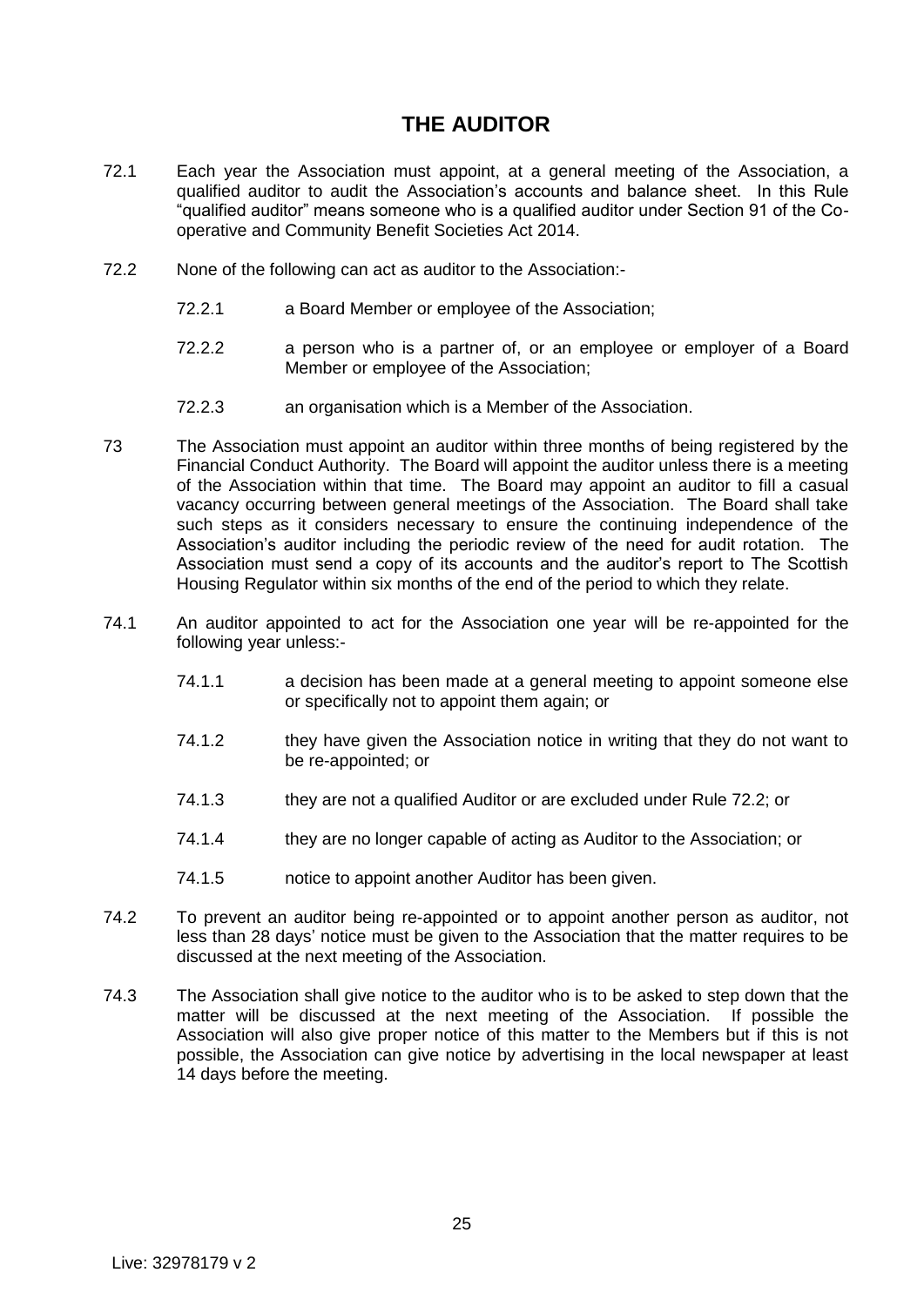# THE AUDITOR

72.1 Each year the Association must appoint, at a general meeting of the Association, a qualified auditor to audit the Association's accounts and balance sheet. In this Rule "qualified auditor" means someone who is a qualified auditor under Section 91 of the Co-operative and Community Benefit Societies Act 2014.

72.2 None of the following can act as auditor to the Association:-

- 72.2.1 a Board Member or employee of the Association;
- 72.2.2 a person who is a partner of, or an employee or employer of a Board Member or employee of the Association;
- 72.2.3 an organisation which is a Member of the Association.

73 The Association must appoint an auditor within three months of being registered by the Financial Conduct Authority. The Board will appoint the auditor unless there is a meeting of the Association within that time. The Board may appoint an auditor to fill a casual vacancy occurring between general meetings of the Association. The Board shall take such steps as it considers necessary to ensure the continuing independence of the Association's auditor including the periodic review of the need for audit rotation. The Association must send a copy of its accounts and the auditor's report to The Scottish Housing Regulator within six months of the end of the period to which they relate.

74.1 An auditor appointed to act for the Association one year will be re-appointed for the following year unless:-

- 74.1.1 a decision has been made at a general meeting to appoint someone else or specifically not to appoint them again; or
- 74.1.2 they have given the Association notice in writing that they do not want to be re-appointed; or
- 74.1.3 they are not a qualified Auditor or are excluded under Rule 72.2; or
- 74.1.4 they are no longer capable of acting as Auditor to the Association; or
- 74.1.5 notice to appoint another Auditor has been given.

74.2 To prevent an auditor being re-appointed or to appoint another person as auditor, not less than 28 days' notice must be given to the Association that the matter requires to be discussed at the next meeting of the Association.

74.3 The Association shall give notice to the auditor who is to be asked to step down that the matter will be discussed at the next meeting of the Association. If possible the Association will also give proper notice of this matter to the Members but if this is not possible, the Association can give notice by advertising in the local newspaper at least 14 days before the meeting.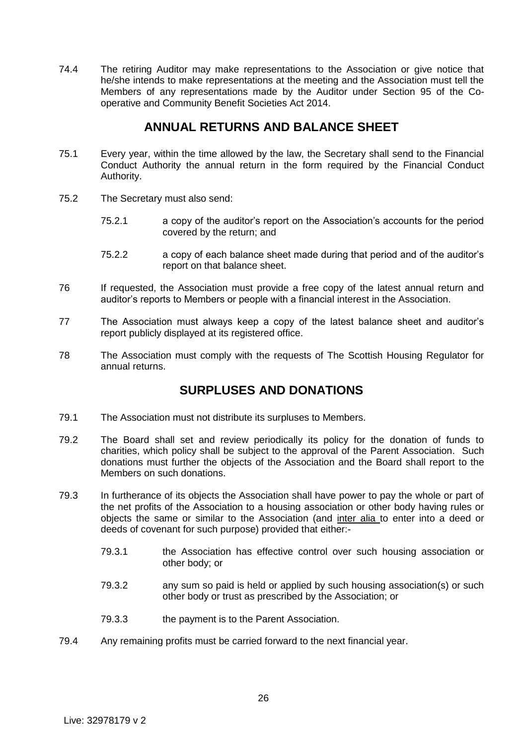74.4 The retiring Auditor may make representations to the Association or give notice that he/she intends to make representations at the meeting and the Association must tell the Members of any representations made by the Auditor under Section 95 of the Co-operative and Community Benefit Societies Act 2014.

## ANNUAL RETURNS AND BALANCE SHEET

75.1 Every year, within the time allowed by the law, the Secretary shall send to the Financial Conduct Authority the annual return in the form required by the Financial Conduct Authority.

75.2 The Secretary must also send:

> 75.2.1 a copy of the auditor's report on the Association's accounts for the period covered by the return; and
>
> 75.2.2 a copy of each balance sheet made during that period and of the auditor's report on that balance sheet.

76 If requested, the Association must provide a free copy of the latest annual return and auditor's reports to Members or people with a financial interest in the Association.

77 The Association must always keep a copy of the latest balance sheet and auditor's report publicly displayed at its registered office.

78 The Association must comply with the requests of The Scottish Housing Regulator for annual returns.

## SURPLUSES AND DONATIONS

79.1 The Association must not distribute its surpluses to Members.

79.2 The Board shall set and review periodically its policy for the donation of funds to charities, which policy shall be subject to the approval of the Parent Association. Such donations must further the objects of the Association and the Board shall report to the Members on such donations.

79.3 In furtherance of its objects the Association shall have power to pay the whole or part of the net profits of the Association to a housing association or other body having rules or objects the same or similar to the Association (and inter alia to enter into a deed or deeds of covenant for such purpose) provided that either:-

> 79.3.1 the Association has effective control over such housing association or other body; or
>
> 79.3.2 any sum so paid is held or applied by such housing association(s) or such other body or trust as prescribed by the Association; or
>
> 79.3.3 the payment is to the Parent Association.

79.4 Any remaining profits must be carried forward to the next financial year.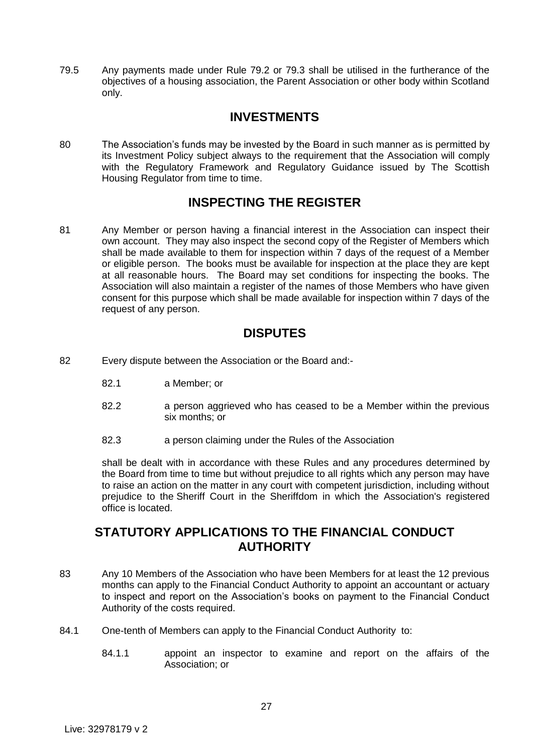79.5 Any payments made under Rule 79.2 or 79.3 shall be utilised in the furtherance of the objectives of a housing association, the Parent Association or other body within Scotland only.

## INVESTMENTS

80 The Association's funds may be invested by the Board in such manner as is permitted by its Investment Policy subject always to the requirement that the Association will comply with the Regulatory Framework and Regulatory Guidance issued by The Scottish Housing Regulator from time to time.

## INSPECTING THE REGISTER

81 Any Member or person having a financial interest in the Association can inspect their own account. They may also inspect the second copy of the Register of Members which shall be made available to them for inspection within 7 days of the request of a Member or eligible person. The books must be available for inspection at the place they are kept at all reasonable hours. The Board may set conditions for inspecting the books. The Association will also maintain a register of the names of those Members who have given consent for this purpose which shall be made available for inspection within 7 days of the request of any person.

## DISPUTES

82 Every dispute between the Association or the Board and:-

- 82.1 a Member; or
- 82.2 a person aggrieved who has ceased to be a Member within the previous six months; or
- 82.3 a person claiming under the Rules of the Association

shall be dealt with in accordance with these Rules and any procedures determined by the Board from time to time but without prejudice to all rights which any person may have to raise an action on the matter in any court with competent jurisdiction, including without prejudice to the Sheriff Court in the Sheriffdom in which the Association's registered office is located.

## STATUTORY APPLICATIONS TO THE FINANCIAL CONDUCT AUTHORITY

83 Any 10 Members of the Association who have been Members for at least the 12 previous months can apply to the Financial Conduct Authority to appoint an accountant or actuary to inspect and report on the Association's books on payment to the Financial Conduct Authority of the costs required.

84.1 One-tenth of Members can apply to the Financial Conduct Authority to:

- 84.1.1 appoint an inspector to examine and report on the affairs of the Association; or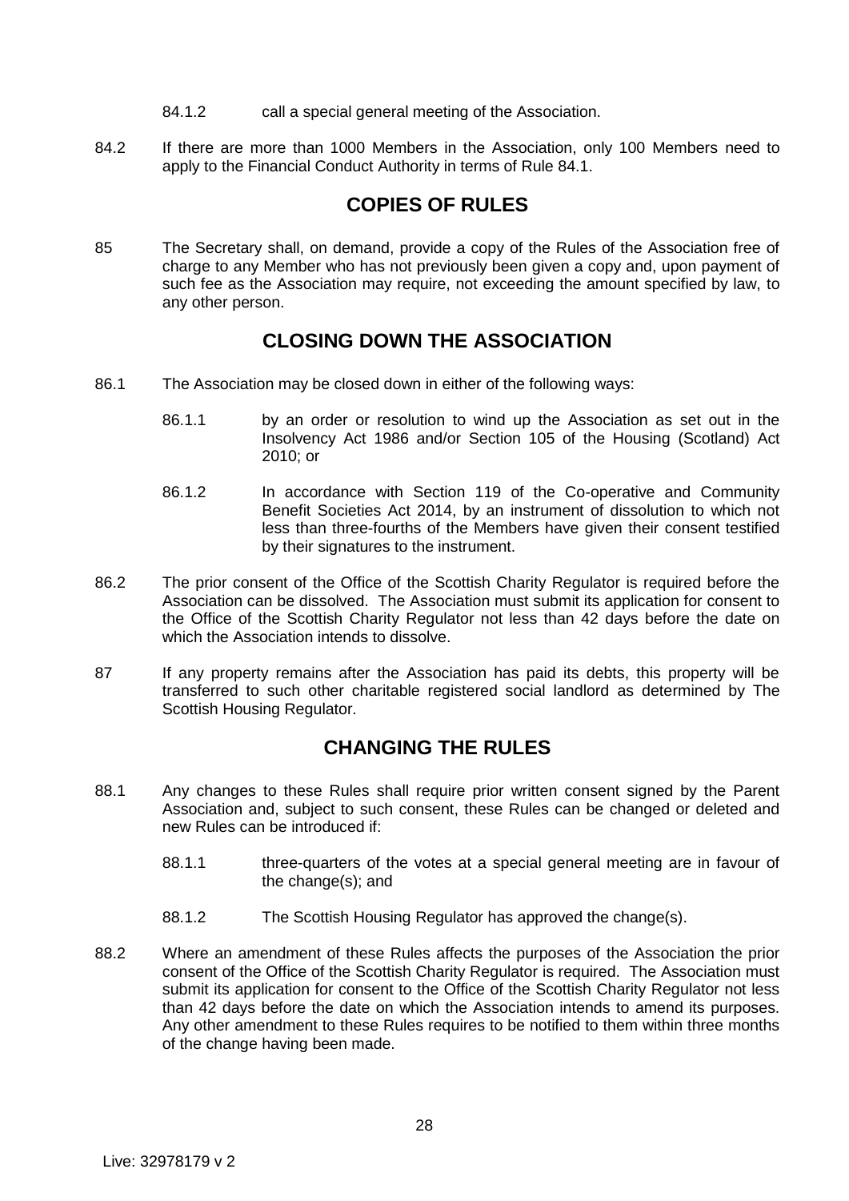84.1.2 call a special general meeting of the Association.

84.2 If there are more than 1000 Members in the Association, only 100 Members need to apply to the Financial Conduct Authority in terms of Rule 84.1.

## COPIES OF RULES

85 The Secretary shall, on demand, provide a copy of the Rules of the Association free of charge to any Member who has not previously been given a copy and, upon payment of such fee as the Association may require, not exceeding the amount specified by law, to any other person.

## CLOSING DOWN THE ASSOCIATION

86.1 The Association may be closed down in either of the following ways:

86.1.1 by an order or resolution to wind up the Association as set out in the Insolvency Act 1986 and/or Section 105 of the Housing (Scotland) Act 2010; or

86.1.2 In accordance with Section 119 of the Co-operative and Community Benefit Societies Act 2014, by an instrument of dissolution to which not less than three-fourths of the Members have given their consent testified by their signatures to the instrument.

86.2 The prior consent of the Office of the Scottish Charity Regulator is required before the Association can be dissolved. The Association must submit its application for consent to the Office of the Scottish Charity Regulator not less than 42 days before the date on which the Association intends to dissolve.

87 If any property remains after the Association has paid its debts, this property will be transferred to such other charitable registered social landlord as determined by The Scottish Housing Regulator.

## CHANGING THE RULES

88.1 Any changes to these Rules shall require prior written consent signed by the Parent Association and, subject to such consent, these Rules can be changed or deleted and new Rules can be introduced if:

88.1.1 three-quarters of the votes at a special general meeting are in favour of the change(s); and

88.1.2 The Scottish Housing Regulator has approved the change(s).

88.2 Where an amendment of these Rules affects the purposes of the Association the prior consent of the Office of the Scottish Charity Regulator is required. The Association must submit its application for consent to the Office of the Scottish Charity Regulator not less than 42 days before the date on which the Association intends to amend its purposes. Any other amendment to these Rules requires to be notified to them within three months of the change having been made.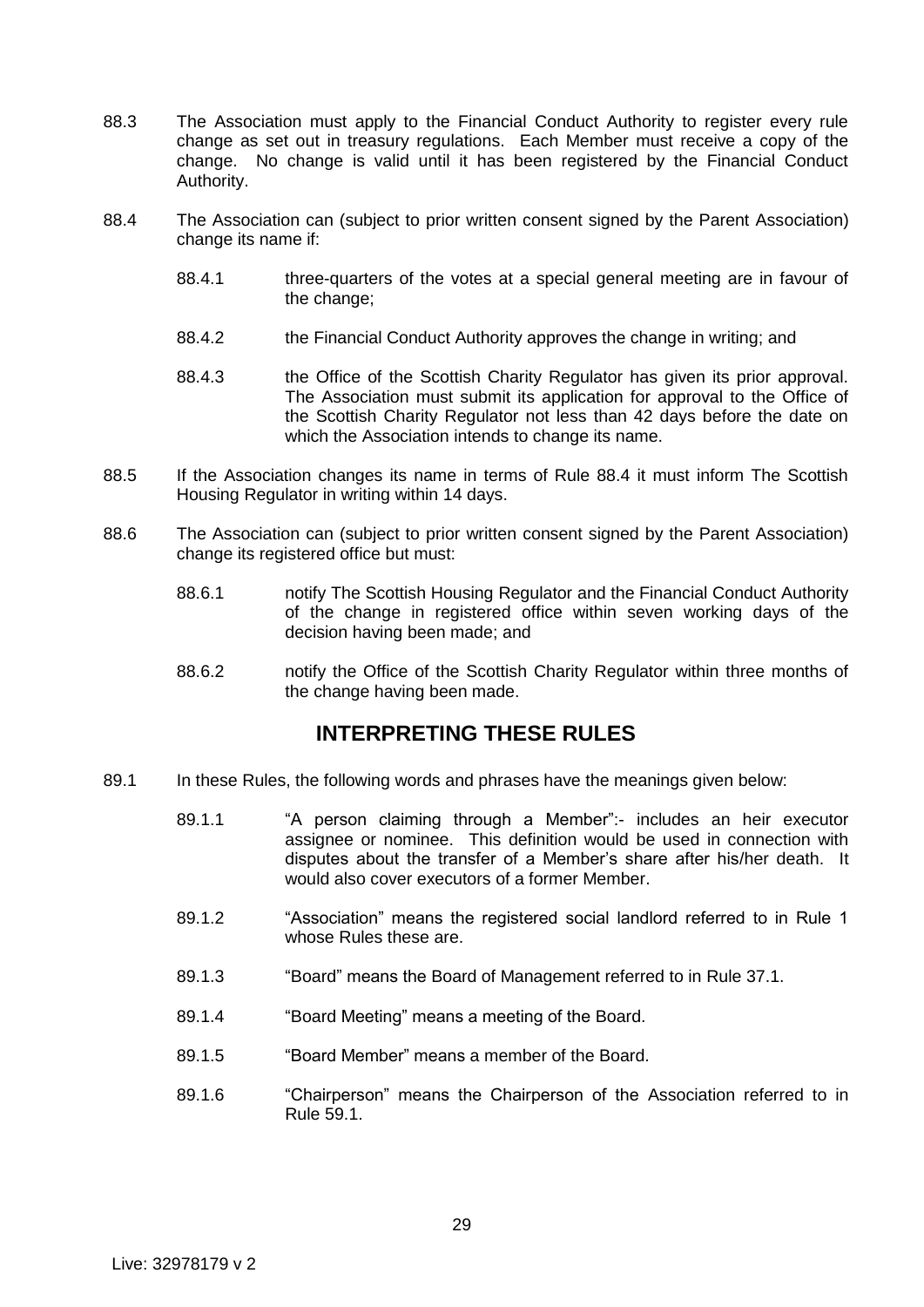88.3 The Association must apply to the Financial Conduct Authority to register every rule change as set out in treasury regulations. Each Member must receive a copy of the change. No change is valid until it has been registered by the Financial Conduct Authority.

88.4 The Association can (subject to prior written consent signed by the Parent Association) change its name if:

88.4.1 three-quarters of the votes at a special general meeting are in favour of the change;

88.4.2 the Financial Conduct Authority approves the change in writing; and

88.4.3 the Office of the Scottish Charity Regulator has given its prior approval. The Association must submit its application for approval to the Office of the Scottish Charity Regulator not less than 42 days before the date on which the Association intends to change its name.

88.5 If the Association changes its name in terms of Rule 88.4 it must inform The Scottish Housing Regulator in writing within 14 days.

88.6 The Association can (subject to prior written consent signed by the Parent Association) change its registered office but must:

88.6.1 notify The Scottish Housing Regulator and the Financial Conduct Authority of the change in registered office within seven working days of the decision having been made; and

88.6.2 notify the Office of the Scottish Charity Regulator within three months of the change having been made.

## INTERPRETING THESE RULES

89.1 In these Rules, the following words and phrases have the meanings given below:

89.1.1 "A person claiming through a Member":- includes an heir executor assignee or nominee. This definition would be used in connection with disputes about the transfer of a Member's share after his/her death. It would also cover executors of a former Member.

89.1.2 "Association" means the registered social landlord referred to in Rule 1 whose Rules these are.

89.1.3 "Board" means the Board of Management referred to in Rule 37.1.

89.1.4 "Board Meeting" means a meeting of the Board.

89.1.5 "Board Member" means a member of the Board.

89.1.6 "Chairperson" means the Chairperson of the Association referred to in Rule 59.1.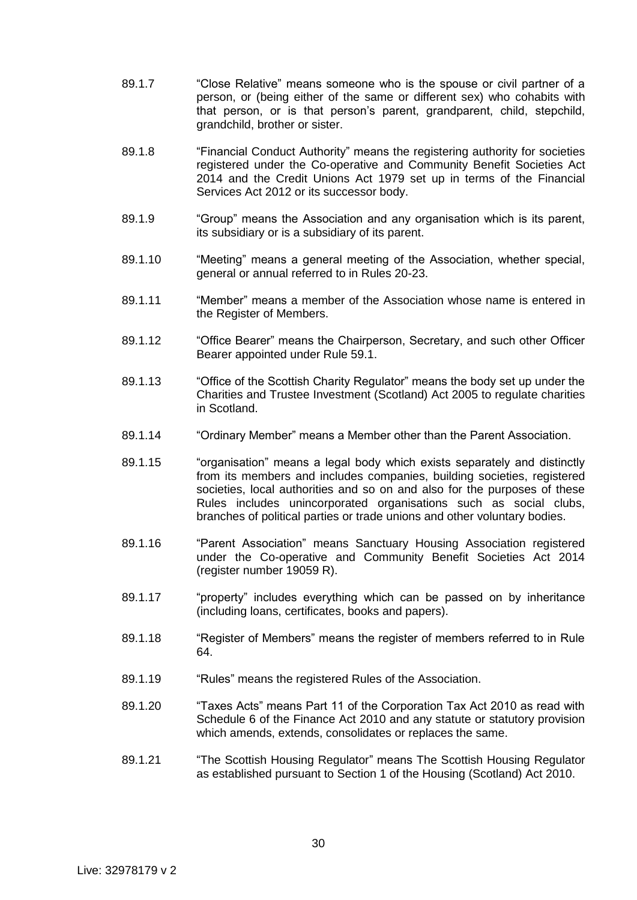89.1.7 "Close Relative" means someone who is the spouse or civil partner of a person, or (being either of the same or different sex) who cohabits with that person, or is that person's parent, grandparent, child, stepchild, grandchild, brother or sister.

89.1.8 "Financial Conduct Authority" means the registering authority for societies registered under the Co-operative and Community Benefit Societies Act 2014 and the Credit Unions Act 1979 set up in terms of the Financial Services Act 2012 or its successor body.

89.1.9 "Group" means the Association and any organisation which is its parent, its subsidiary or is a subsidiary of its parent.

89.1.10 "Meeting" means a general meeting of the Association, whether special, general or annual referred to in Rules 20-23.

89.1.11 "Member" means a member of the Association whose name is entered in the Register of Members.

89.1.12 "Office Bearer" means the Chairperson, Secretary, and such other Officer Bearer appointed under Rule 59.1.

89.1.13 "Office of the Scottish Charity Regulator" means the body set up under the Charities and Trustee Investment (Scotland) Act 2005 to regulate charities in Scotland.

89.1.14 "Ordinary Member" means a Member other than the Parent Association.

89.1.15 "organisation" means a legal body which exists separately and distinctly from its members and includes companies, building societies, registered societies, local authorities and so on and also for the purposes of these Rules includes unincorporated organisations such as social clubs, branches of political parties or trade unions and other voluntary bodies.

89.1.16 "Parent Association" means Sanctuary Housing Association registered under the Co-operative and Community Benefit Societies Act 2014 (register number 19059 R).

89.1.17 "property" includes everything which can be passed on by inheritance (including loans, certificates, books and papers).

89.1.18 "Register of Members" means the register of members referred to in Rule 64.

89.1.19 "Rules" means the registered Rules of the Association.

89.1.20 "Taxes Acts" means Part 11 of the Corporation Tax Act 2010 as read with Schedule 6 of the Finance Act 2010 and any statute or statutory provision which amends, extends, consolidates or replaces the same.

89.1.21 "The Scottish Housing Regulator" means The Scottish Housing Regulator as established pursuant to Section 1 of the Housing (Scotland) Act 2010.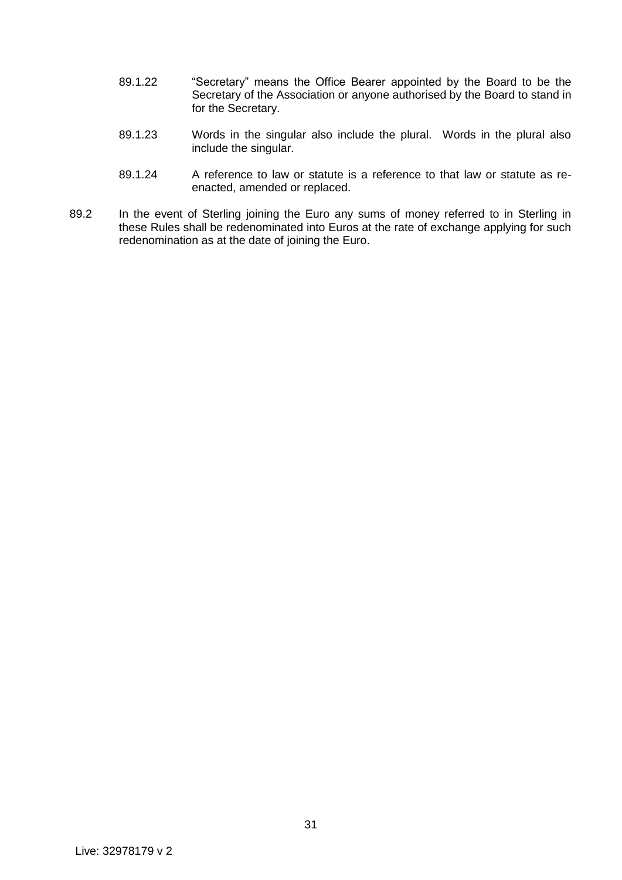89.1.22 "Secretary" means the Office Bearer appointed by the Board to be the Secretary of the Association or anyone authorised by the Board to stand in for the Secretary.

89.1.23 Words in the singular also include the plural. Words in the plural also include the singular.

89.1.24 A reference to law or statute is a reference to that law or statute as re-enacted, amended or replaced.

89.2 In the event of Sterling joining the Euro any sums of money referred to in Sterling in these Rules shall be redenominated into Euros at the rate of exchange applying for such redenomination as at the date of joining the Euro.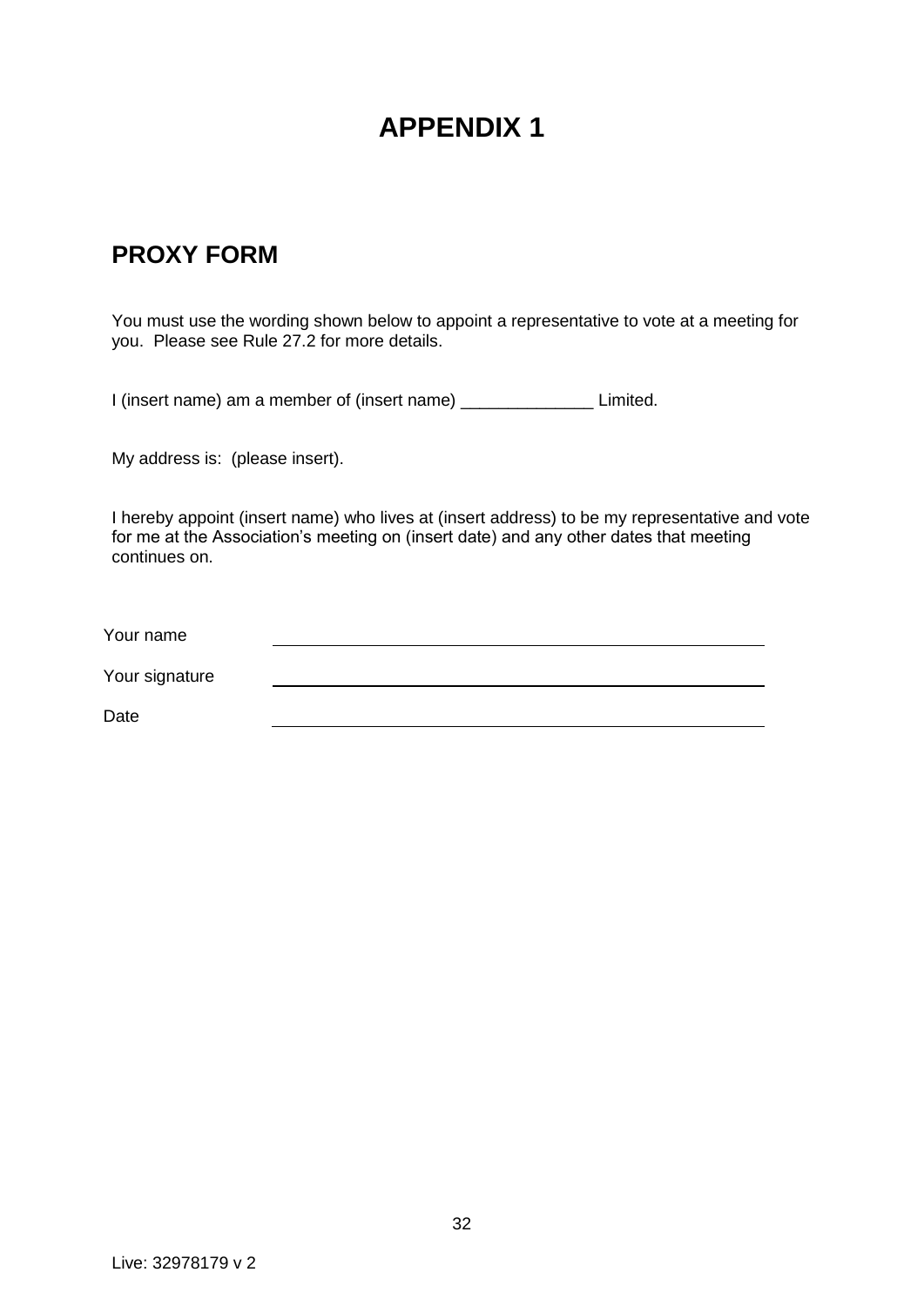# APPENDIX 1

## PROXY FORM

You must use the wording shown below to appoint a representative to vote at a meeting for you. Please see Rule 27.2 for more details.

I (insert name) am a member of (insert name) ______________ Limited.

My address is: (please insert).

I hereby appoint (insert name) who lives at (insert address) to be my representative and vote for me at the Association's meeting on (insert date) and any other dates that meeting continues on.

Your name ______________________________________________

Your signature ______________________________________________

Date ______________________________________________

Live: 32978179 v 2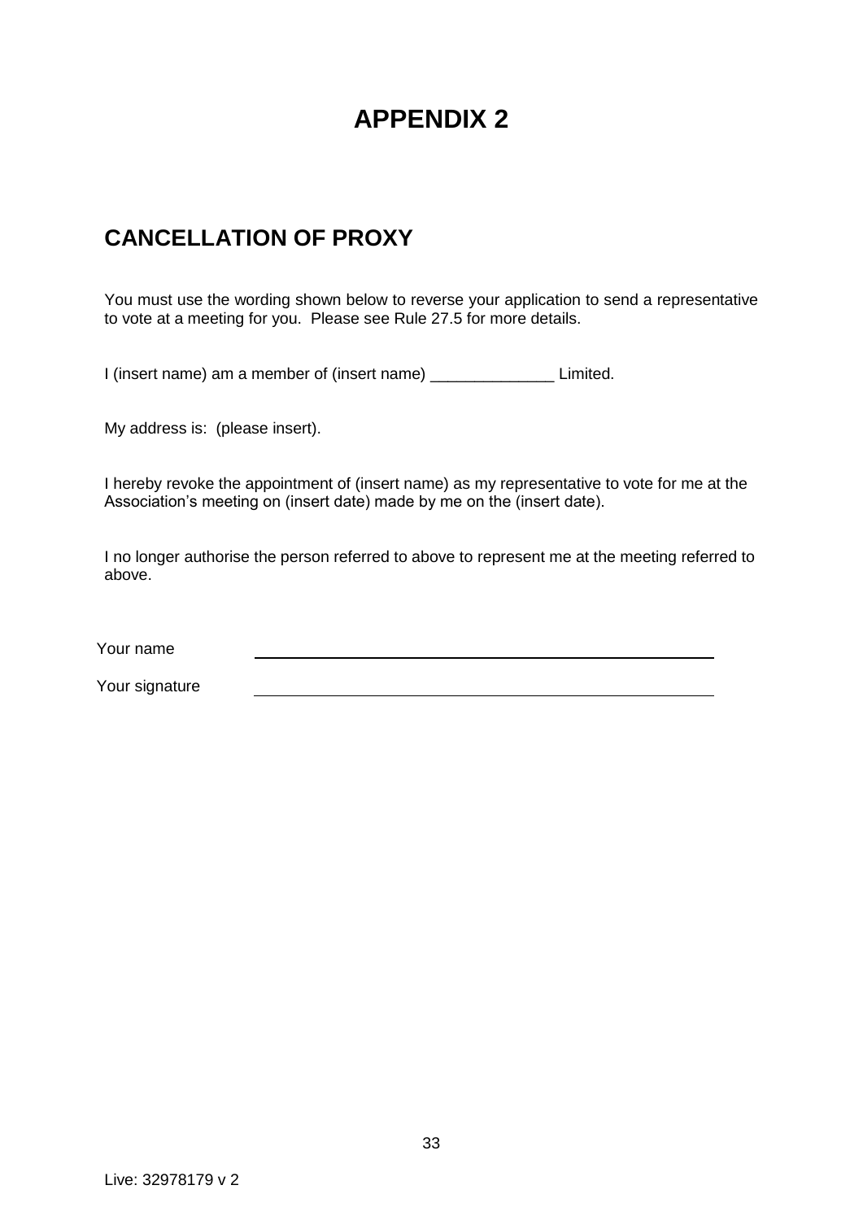# APPENDIX 2

## CANCELLATION OF PROXY

You must use the wording shown below to reverse your application to send a representative to vote at a meeting for you. Please see Rule 27.5 for more details.

I (insert name) am a member of (insert name) ______________ Limited.

My address is: (please insert).

I hereby revoke the appointment of (insert name) as my representative to vote for me at the Association's meeting on (insert date) made by me on the (insert date).

I no longer authorise the person referred to above to represent me at the meeting referred to above.

Your name ____________________________________________

Your signature ____________________________________________

Live: 32978179 v 2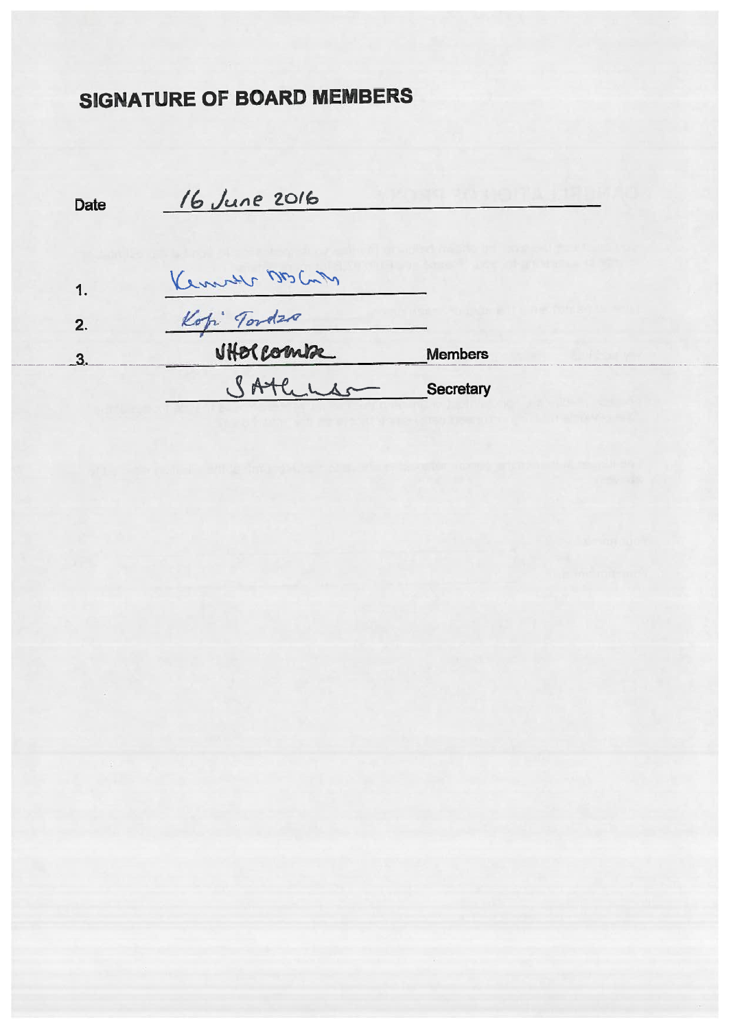# SIGNATURE OF BOARD MEMBERS

Date 16 June 2016

1. Kenneth McGrath

2. Kofi Tordzro

3. JHolcombe Members

SAtkinson Secretary